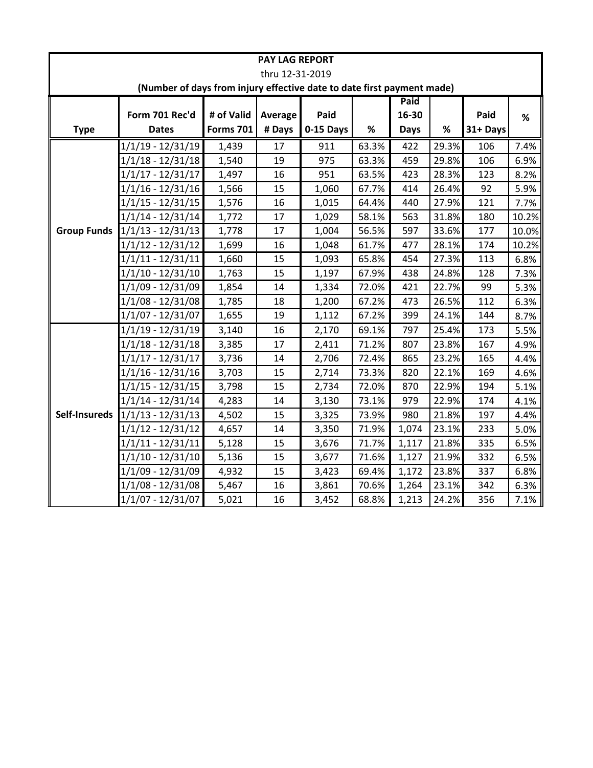# PAY LAG REPORT

thru 12-31-2019

**(Number of days from injury effective date to date first payment made)**

| Type | Form 701 Rec'd Dates | # of Valid Forms 701 | Average # Days | Paid 0-15 Days | % | Paid 16-30 Days | % | Paid 31+ Days | % |
|---|---|---|---|---|---|---|---|---|---|
| Group Funds | 1/1/19 - 12/31/19 | 1,439 | 17 | 911 | 63.3% | 422 | 29.3% | 106 | 7.4% |
| | 1/1/18 - 12/31/18 | 1,540 | 19 | 975 | 63.3% | 459 | 29.8% | 106 | 6.9% |
| | 1/1/17 - 12/31/17 | 1,497 | 16 | 951 | 63.5% | 423 | 28.3% | 123 | 8.2% |
| | 1/1/16 - 12/31/16 | 1,566 | 15 | 1,060 | 67.7% | 414 | 26.4% | 92 | 5.9% |
| | 1/1/15 - 12/31/15 | 1,576 | 16 | 1,015 | 64.4% | 440 | 27.9% | 121 | 7.7% |
| | 1/1/14 - 12/31/14 | 1,772 | 17 | 1,029 | 58.1% | 563 | 31.8% | 180 | 10.2% |
| | 1/1/13 - 12/31/13 | 1,778 | 17 | 1,004 | 56.5% | 597 | 33.6% | 177 | 10.0% |
| | 1/1/12 - 12/31/12 | 1,699 | 16 | 1,048 | 61.7% | 477 | 28.1% | 174 | 10.2% |
| | 1/1/11 - 12/31/11 | 1,660 | 15 | 1,093 | 65.8% | 454 | 27.3% | 113 | 6.8% |
| | 1/1/10 - 12/31/10 | 1,763 | 15 | 1,197 | 67.9% | 438 | 24.8% | 128 | 7.3% |
| | 1/1/09 - 12/31/09 | 1,854 | 14 | 1,334 | 72.0% | 421 | 22.7% | 99 | 5.3% |
| | 1/1/08 - 12/31/08 | 1,785 | 18 | 1,200 | 67.2% | 473 | 26.5% | 112 | 6.3% |
| | 1/1/07 - 12/31/07 | 1,655 | 19 | 1,112 | 67.2% | 399 | 24.1% | 144 | 8.7% |
| Self-Insureds | 1/1/19 - 12/31/19 | 3,140 | 16 | 2,170 | 69.1% | 797 | 25.4% | 173 | 5.5% |
| | 1/1/18 - 12/31/18 | 3,385 | 17 | 2,411 | 71.2% | 807 | 23.8% | 167 | 4.9% |
| | 1/1/17 - 12/31/17 | 3,736 | 14 | 2,706 | 72.4% | 865 | 23.2% | 165 | 4.4% |
| | 1/1/16 - 12/31/16 | 3,703 | 15 | 2,714 | 73.3% | 820 | 22.1% | 169 | 4.6% |
| | 1/1/15 - 12/31/15 | 3,798 | 15 | 2,734 | 72.0% | 870 | 22.9% | 194 | 5.1% |
| | 1/1/14 - 12/31/14 | 4,283 | 14 | 3,130 | 73.1% | 979 | 22.9% | 174 | 4.1% |
| | 1/1/13 - 12/31/13 | 4,502 | 15 | 3,325 | 73.9% | 980 | 21.8% | 197 | 4.4% |
| | 1/1/12 - 12/31/12 | 4,657 | 14 | 3,350 | 71.9% | 1,074 | 23.1% | 233 | 5.0% |
| | 1/1/11 - 12/31/11 | 5,128 | 15 | 3,676 | 71.7% | 1,117 | 21.8% | 335 | 6.5% |
| | 1/1/10 - 12/31/10 | 5,136 | 15 | 3,677 | 71.6% | 1,127 | 21.9% | 332 | 6.5% |
| | 1/1/09 - 12/31/09 | 4,932 | 15 | 3,423 | 69.4% | 1,172 | 23.8% | 337 | 6.8% |
| | 1/1/08 - 12/31/08 | 5,467 | 16 | 3,861 | 70.6% | 1,264 | 23.1% | 342 | 6.3% |
| | 1/1/07 - 12/31/07 | 5,021 | 16 | 3,452 | 68.8% | 1,213 | 24.2% | 356 | 7.1% |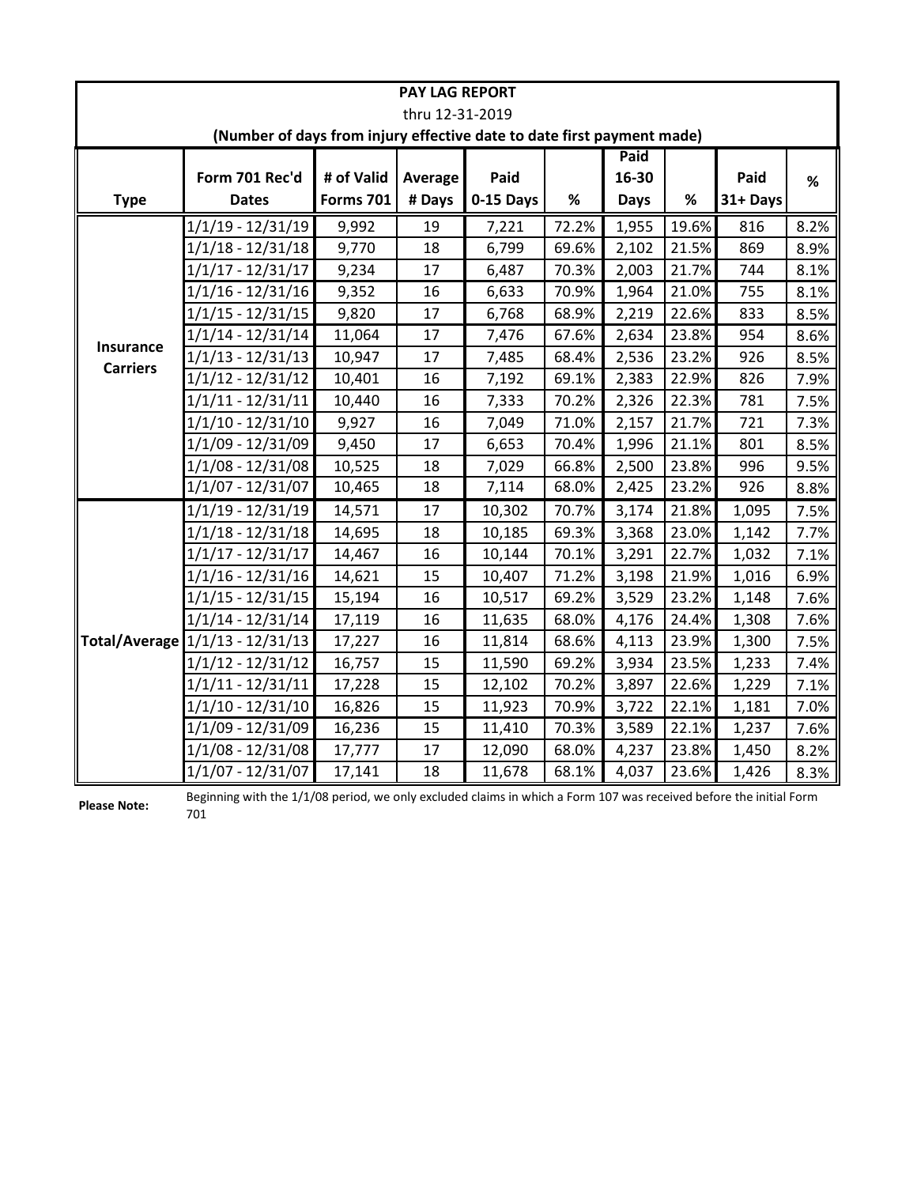# PAY LAG REPORT

thru 12-31-2019

**(Number of days from injury effective date to date first payment made)**

| Type | Form 701 Rec'd Dates | # of Valid Forms 701 | Average # Days | Paid 0-15 Days | % | Paid 16-30 Days | % | Paid 31+ Days | % |
|---|---|---|---|---|---|---|---|---|---|
| Insurance Carriers | 1/1/19 - 12/31/19 | 9,992 | 19 | 7,221 | 72.2% | 1,955 | 19.6% | 816 | 8.2% |
| | 1/1/18 - 12/31/18 | 9,770 | 18 | 6,799 | 69.6% | 2,102 | 21.5% | 869 | 8.9% |
| | 1/1/17 - 12/31/17 | 9,234 | 17 | 6,487 | 70.3% | 2,003 | 21.7% | 744 | 8.1% |
| | 1/1/16 - 12/31/16 | 9,352 | 16 | 6,633 | 70.9% | 1,964 | 21.0% | 755 | 8.1% |
| | 1/1/15 - 12/31/15 | 9,820 | 17 | 6,768 | 68.9% | 2,219 | 22.6% | 833 | 8.5% |
| | 1/1/14 - 12/31/14 | 11,064 | 17 | 7,476 | 67.6% | 2,634 | 23.8% | 954 | 8.6% |
| | 1/1/13 - 12/31/13 | 10,947 | 17 | 7,485 | 68.4% | 2,536 | 23.2% | 926 | 8.5% |
| | 1/1/12 - 12/31/12 | 10,401 | 16 | 7,192 | 69.1% | 2,383 | 22.9% | 826 | 7.9% |
| | 1/1/11 - 12/31/11 | 10,440 | 16 | 7,333 | 70.2% | 2,326 | 22.3% | 781 | 7.5% |
| | 1/1/10 - 12/31/10 | 9,927 | 16 | 7,049 | 71.0% | 2,157 | 21.7% | 721 | 7.3% |
| | 1/1/09 - 12/31/09 | 9,450 | 17 | 6,653 | 70.4% | 1,996 | 21.1% | 801 | 8.5% |
| | 1/1/08 - 12/31/08 | 10,525 | 18 | 7,029 | 66.8% | 2,500 | 23.8% | 996 | 9.5% |
| | 1/1/07 - 12/31/07 | 10,465 | 18 | 7,114 | 68.0% | 2,425 | 23.2% | 926 | 8.8% |
| Total/Average | 1/1/19 - 12/31/19 | 14,571 | 17 | 10,302 | 70.7% | 3,174 | 21.8% | 1,095 | 7.5% |
| | 1/1/18 - 12/31/18 | 14,695 | 18 | 10,185 | 69.3% | 3,368 | 23.0% | 1,142 | 7.7% |
| | 1/1/17 - 12/31/17 | 14,467 | 16 | 10,144 | 70.1% | 3,291 | 22.7% | 1,032 | 7.1% |
| | 1/1/16 - 12/31/16 | 14,621 | 15 | 10,407 | 71.2% | 3,198 | 21.9% | 1,016 | 6.9% |
| | 1/1/15 - 12/31/15 | 15,194 | 16 | 10,517 | 69.2% | 3,529 | 23.2% | 1,148 | 7.6% |
| | 1/1/14 - 12/31/14 | 17,119 | 16 | 11,635 | 68.0% | 4,176 | 24.4% | 1,308 | 7.6% |
| | 1/1/13 - 12/31/13 | 17,227 | 16 | 11,814 | 68.6% | 4,113 | 23.9% | 1,300 | 7.5% |
| | 1/1/12 - 12/31/12 | 16,757 | 15 | 11,590 | 69.2% | 3,934 | 23.5% | 1,233 | 7.4% |
| | 1/1/11 - 12/31/11 | 17,228 | 15 | 12,102 | 70.2% | 3,897 | 22.6% | 1,229 | 7.1% |
| | 1/1/10 - 12/31/10 | 16,826 | 15 | 11,923 | 70.9% | 3,722 | 22.1% | 1,181 | 7.0% |
| | 1/1/09 - 12/31/09 | 16,236 | 15 | 11,410 | 70.3% | 3,589 | 22.1% | 1,237 | 7.6% |
| | 1/1/08 - 12/31/08 | 17,777 | 17 | 12,090 | 68.0% | 4,237 | 23.8% | 1,450 | 8.2% |
| | 1/1/07 - 12/31/07 | 17,141 | 18 | 11,678 | 68.1% | 4,037 | 23.6% | 1,426 | 8.3% |

**Please Note:** Beginning with the 1/1/08 period, we only excluded claims in which a Form 107 was received before the initial Form 701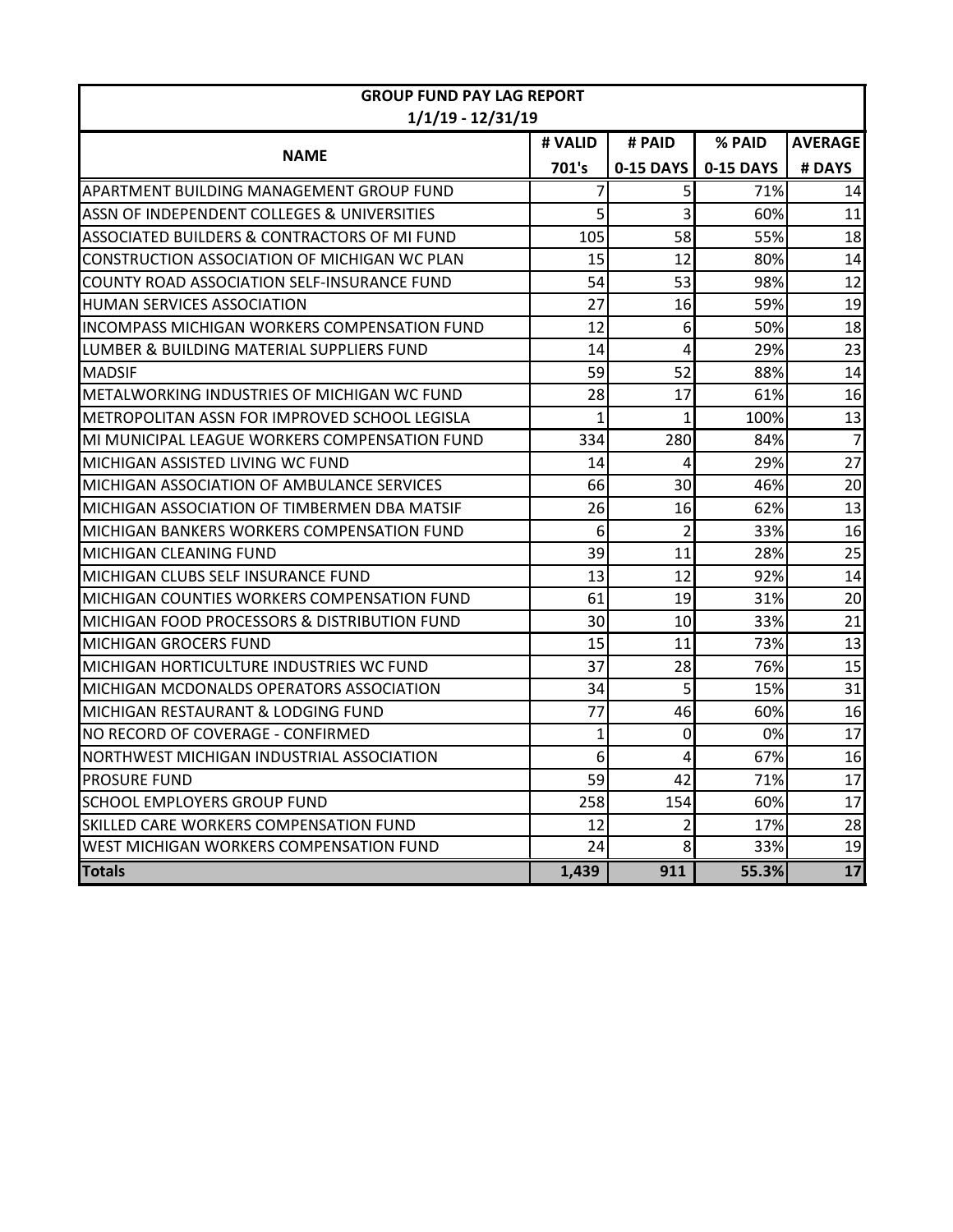| GROUP FUND PAY LAG REPORT 1/1/19 - 12/31/19 | | | | |
|---|---|---|---|---|
| **NAME** | **# VALID 701's** | **# PAID 0-15 DAYS** | **% PAID 0-15 DAYS** | **AVERAGE # DAYS** |
| APARTMENT BUILDING MANAGEMENT GROUP FUND | 7 | 5 | 71% | 14 |
| ASSN OF INDEPENDENT COLLEGES & UNIVERSITIES | 5 | 3 | 60% | 11 |
| ASSOCIATED BUILDERS & CONTRACTORS OF MI FUND | 105 | 58 | 55% | 18 |
| CONSTRUCTION ASSOCIATION OF MICHIGAN WC PLAN | 15 | 12 | 80% | 14 |
| COUNTY ROAD ASSOCIATION SELF-INSURANCE FUND | 54 | 53 | 98% | 12 |
| HUMAN SERVICES ASSOCIATION | 27 | 16 | 59% | 19 |
| INCOMPASS MICHIGAN WORKERS COMPENSATION FUND | 12 | 6 | 50% | 18 |
| LUMBER & BUILDING MATERIAL SUPPLIERS FUND | 14 | 4 | 29% | 23 |
| MADSIF | 59 | 52 | 88% | 14 |
| METALWORKING INDUSTRIES OF MICHIGAN WC FUND | 28 | 17 | 61% | 16 |
| METROPOLITAN ASSN FOR IMPROVED SCHOOL LEGISLA | 1 | 1 | 100% | 13 |
| MI MUNICIPAL LEAGUE WORKERS COMPENSATION FUND | 334 | 280 | 84% | 7 |
| MICHIGAN ASSISTED LIVING WC FUND | 14 | 4 | 29% | 27 |
| MICHIGAN ASSOCIATION OF AMBULANCE SERVICES | 66 | 30 | 46% | 20 |
| MICHIGAN ASSOCIATION OF TIMBERMEN DBA MATSIF | 26 | 16 | 62% | 13 |
| MICHIGAN BANKERS WORKERS COMPENSATION FUND | 6 | 2 | 33% | 16 |
| MICHIGAN CLEANING FUND | 39 | 11 | 28% | 25 |
| MICHIGAN CLUBS SELF INSURANCE FUND | 13 | 12 | 92% | 14 |
| MICHIGAN COUNTIES WORKERS COMPENSATION FUND | 61 | 19 | 31% | 20 |
| MICHIGAN FOOD PROCESSORS & DISTRIBUTION FUND | 30 | 10 | 33% | 21 |
| MICHIGAN GROCERS FUND | 15 | 11 | 73% | 13 |
| MICHIGAN HORTICULTURE INDUSTRIES WC FUND | 37 | 28 | 76% | 15 |
| MICHIGAN MCDONALDS OPERATORS ASSOCIATION | 34 | 5 | 15% | 31 |
| MICHIGAN RESTAURANT & LODGING FUND | 77 | 46 | 60% | 16 |
| NO RECORD OF COVERAGE - CONFIRMED | 1 | 0 | 0% | 17 |
| NORTHWEST MICHIGAN INDUSTRIAL ASSOCIATION | 6 | 4 | 67% | 16 |
| PROSURE FUND | 59 | 42 | 71% | 17 |
| SCHOOL EMPLOYERS GROUP FUND | 258 | 154 | 60% | 17 |
| SKILLED CARE WORKERS COMPENSATION FUND | 12 | 2 | 17% | 28 |
| WEST MICHIGAN WORKERS COMPENSATION FUND | 24 | 8 | 33% | 19 |
| **Totals** | **1,439** | **911** | **55.3%** | **17** |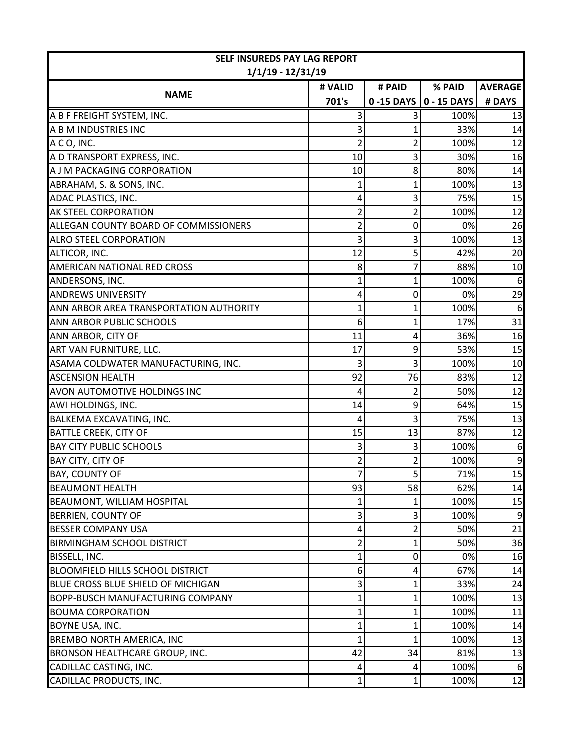| SELF INSUREDS PAY LAG REPORT | | | | |
|---|---|---|---|---|
| 1/1/19 - 12/31/19 | | | | |
| NAME | # VALID 701's | # PAID 0 -15 DAYS | % PAID 0 - 15 DAYS | AVERAGE # DAYS |
| A B F FREIGHT SYSTEM, INC. | 3 | 3 | 100% | 13 |
| A B M INDUSTRIES INC | 3 | 1 | 33% | 14 |
| A C O, INC. | 2 | 2 | 100% | 12 |
| A D TRANSPORT EXPRESS, INC. | 10 | 3 | 30% | 16 |
| A J M PACKAGING CORPORATION | 10 | 8 | 80% | 14 |
| ABRAHAM, S. & SONS, INC. | 1 | 1 | 100% | 13 |
| ADAC PLASTICS, INC. | 4 | 3 | 75% | 15 |
| AK STEEL CORPORATION | 2 | 2 | 100% | 12 |
| ALLEGAN COUNTY BOARD OF COMMISSIONERS | 2 | 0 | 0% | 26 |
| ALRO STEEL CORPORATION | 3 | 3 | 100% | 13 |
| ALTICOR, INC. | 12 | 5 | 42% | 20 |
| AMERICAN NATIONAL RED CROSS | 8 | 7 | 88% | 10 |
| ANDERSONS, INC. | 1 | 1 | 100% | 6 |
| ANDREWS UNIVERSITY | 4 | 0 | 0% | 29 |
| ANN ARBOR AREA TRANSPORTATION AUTHORITY | 1 | 1 | 100% | 6 |
| ANN ARBOR PUBLIC SCHOOLS | 6 | 1 | 17% | 31 |
| ANN ARBOR, CITY OF | 11 | 4 | 36% | 16 |
| ART VAN FURNITURE, LLC. | 17 | 9 | 53% | 15 |
| ASAMA COLDWATER MANUFACTURING, INC. | 3 | 3 | 100% | 10 |
| ASCENSION HEALTH | 92 | 76 | 83% | 12 |
| AVON AUTOMOTIVE HOLDINGS INC | 4 | 2 | 50% | 12 |
| AWI HOLDINGS, INC. | 14 | 9 | 64% | 15 |
| BALKEMA EXCAVATING, INC. | 4 | 3 | 75% | 13 |
| BATTLE CREEK, CITY OF | 15 | 13 | 87% | 12 |
| BAY CITY PUBLIC SCHOOLS | 3 | 3 | 100% | 6 |
| BAY CITY, CITY OF | 2 | 2 | 100% | 9 |
| BAY, COUNTY OF | 7 | 5 | 71% | 15 |
| BEAUMONT HEALTH | 93 | 58 | 62% | 14 |
| BEAUMONT, WILLIAM HOSPITAL | 1 | 1 | 100% | 15 |
| BERRIEN, COUNTY OF | 3 | 3 | 100% | 9 |
| BESSER COMPANY USA | 4 | 2 | 50% | 21 |
| BIRMINGHAM SCHOOL DISTRICT | 2 | 1 | 50% | 36 |
| BISSELL, INC. | 1 | 0 | 0% | 16 |
| BLOOMFIELD HILLS SCHOOL DISTRICT | 6 | 4 | 67% | 14 |
| BLUE CROSS BLUE SHIELD OF MICHIGAN | 3 | 1 | 33% | 24 |
| BOPP-BUSCH MANUFACTURING COMPANY | 1 | 1 | 100% | 13 |
| BOUMA CORPORATION | 1 | 1 | 100% | 11 |
| BOYNE USA, INC. | 1 | 1 | 100% | 14 |
| BREMBO NORTH AMERICA, INC | 1 | 1 | 100% | 13 |
| BRONSON HEALTHCARE GROUP, INC. | 42 | 34 | 81% | 13 |
| CADILLAC CASTING, INC. | 4 | 4 | 100% | 6 |
| CADILLAC PRODUCTS, INC. | 1 | 1 | 100% | 12 |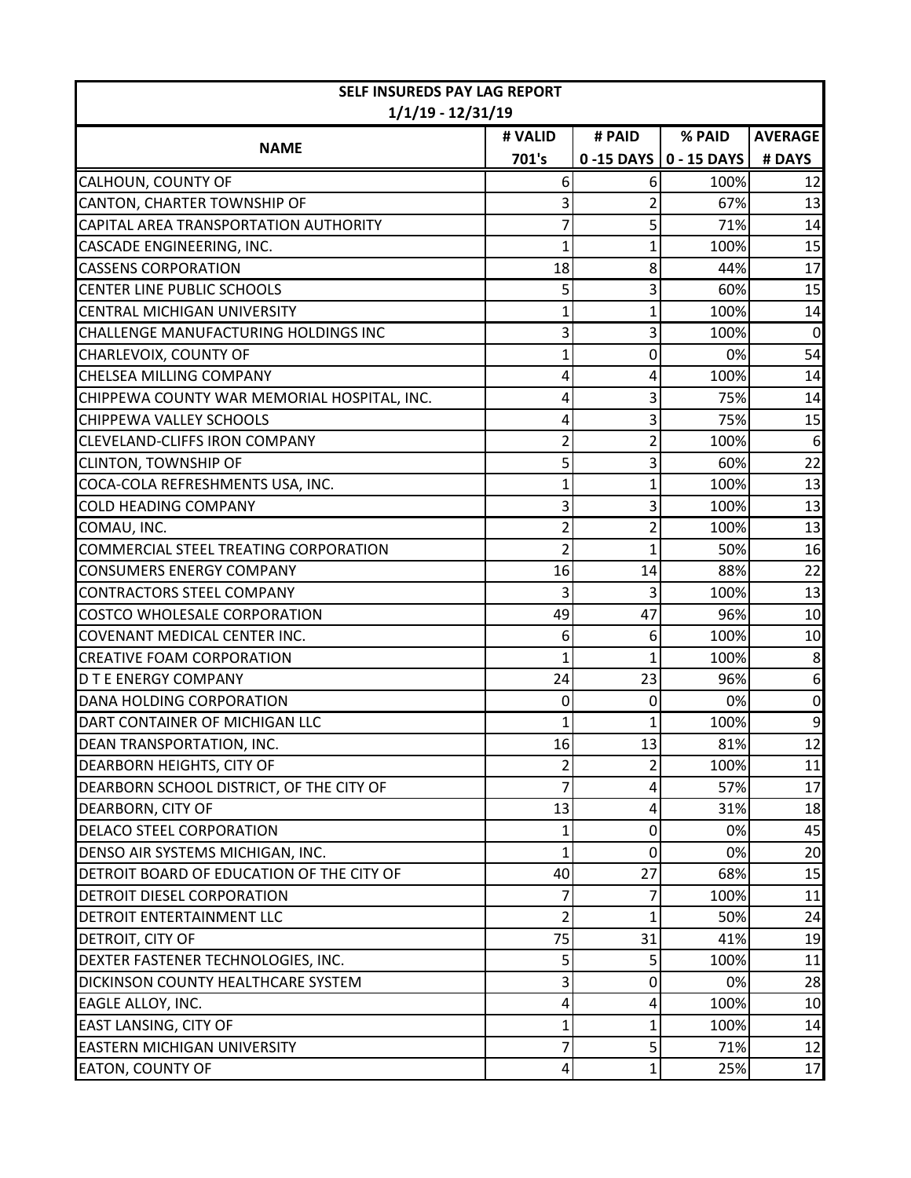| SELF INSUREDS PAY LAG REPORT | | | | |
|---|---|---|---|---|
| 1/1/19 - 12/31/19 | | | | |
| NAME | # VALID 701's | # PAID 0 -15 DAYS | % PAID 0 - 15 DAYS | AVERAGE # DAYS |
| CALHOUN, COUNTY OF | 6 | 6 | 100% | 12 |
| CANTON, CHARTER TOWNSHIP OF | 3 | 2 | 67% | 13 |
| CAPITAL AREA TRANSPORTATION AUTHORITY | 7 | 5 | 71% | 14 |
| CASCADE ENGINEERING, INC. | 1 | 1 | 100% | 15 |
| CASSENS CORPORATION | 18 | 8 | 44% | 17 |
| CENTER LINE PUBLIC SCHOOLS | 5 | 3 | 60% | 15 |
| CENTRAL MICHIGAN UNIVERSITY | 1 | 1 | 100% | 14 |
| CHALLENGE MANUFACTURING HOLDINGS INC | 3 | 3 | 100% | 0 |
| CHARLEVOIX, COUNTY OF | 1 | 0 | 0% | 54 |
| CHELSEA MILLING COMPANY | 4 | 4 | 100% | 14 |
| CHIPPEWA COUNTY WAR MEMORIAL HOSPITAL, INC. | 4 | 3 | 75% | 14 |
| CHIPPEWA VALLEY SCHOOLS | 4 | 3 | 75% | 15 |
| CLEVELAND-CLIFFS IRON COMPANY | 2 | 2 | 100% | 6 |
| CLINTON, TOWNSHIP OF | 5 | 3 | 60% | 22 |
| COCA-COLA REFRESHMENTS USA, INC. | 1 | 1 | 100% | 13 |
| COLD HEADING COMPANY | 3 | 3 | 100% | 13 |
| COMAU, INC. | 2 | 2 | 100% | 13 |
| COMMERCIAL STEEL TREATING CORPORATION | 2 | 1 | 50% | 16 |
| CONSUMERS ENERGY COMPANY | 16 | 14 | 88% | 22 |
| CONTRACTORS STEEL COMPANY | 3 | 3 | 100% | 13 |
| COSTCO WHOLESALE CORPORATION | 49 | 47 | 96% | 10 |
| COVENANT MEDICAL CENTER INC. | 6 | 6 | 100% | 10 |
| CREATIVE FOAM CORPORATION | 1 | 1 | 100% | 8 |
| D T E ENERGY COMPANY | 24 | 23 | 96% | 6 |
| DANA HOLDING CORPORATION | 0 | 0 | 0% | 0 |
| DART CONTAINER OF MICHIGAN LLC | 1 | 1 | 100% | 9 |
| DEAN TRANSPORTATION, INC. | 16 | 13 | 81% | 12 |
| DEARBORN HEIGHTS, CITY OF | 2 | 2 | 100% | 11 |
| DEARBORN SCHOOL DISTRICT, OF THE CITY OF | 7 | 4 | 57% | 17 |
| DEARBORN, CITY OF | 13 | 4 | 31% | 18 |
| DELACO STEEL CORPORATION | 1 | 0 | 0% | 45 |
| DENSO AIR SYSTEMS MICHIGAN, INC. | 1 | 0 | 0% | 20 |
| DETROIT BOARD OF EDUCATION OF THE CITY OF | 40 | 27 | 68% | 15 |
| DETROIT DIESEL CORPORATION | 7 | 7 | 100% | 11 |
| DETROIT ENTERTAINMENT LLC | 2 | 1 | 50% | 24 |
| DETROIT, CITY OF | 75 | 31 | 41% | 19 |
| DEXTER FASTENER TECHNOLOGIES, INC. | 5 | 5 | 100% | 11 |
| DICKINSON COUNTY HEALTHCARE SYSTEM | 3 | 0 | 0% | 28 |
| EAGLE ALLOY, INC. | 4 | 4 | 100% | 10 |
| EAST LANSING, CITY OF | 1 | 1 | 100% | 14 |
| EASTERN MICHIGAN UNIVERSITY | 7 | 5 | 71% | 12 |
| EATON, COUNTY OF | 4 | 1 | 25% | 17 |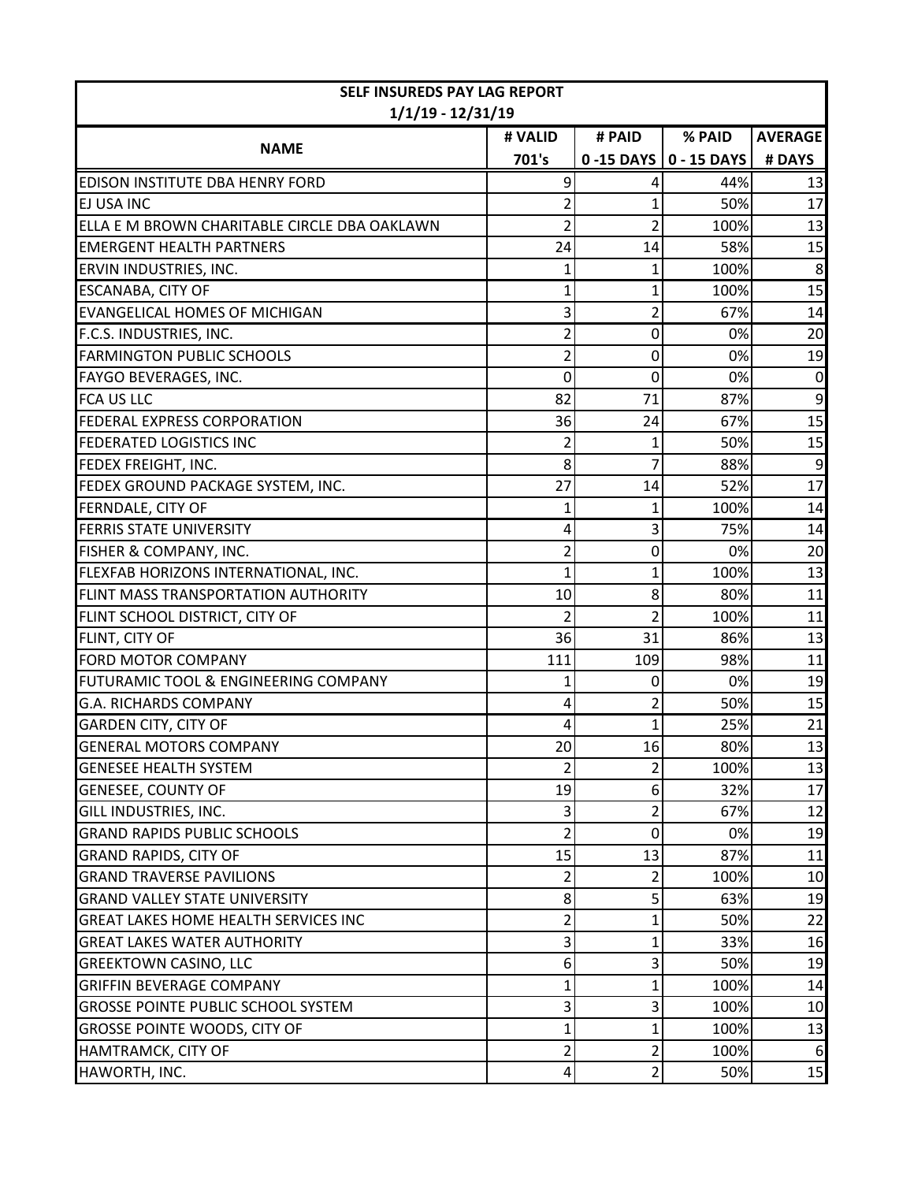| SELF INSUREDS PAY LAG REPORT | | | | |
|---|---|---|---|---|
| 1/1/19 - 12/31/19 | | | | |
| NAME | # VALID 701's | # PAID 0 -15 DAYS | % PAID 0 - 15 DAYS | AVERAGE # DAYS |
| EDISON INSTITUTE DBA HENRY FORD | 9 | 4 | 44% | 13 |
| EJ USA INC | 2 | 1 | 50% | 17 |
| ELLA E M BROWN CHARITABLE CIRCLE DBA OAKLAWN | 2 | 2 | 100% | 13 |
| EMERGENT HEALTH PARTNERS | 24 | 14 | 58% | 15 |
| ERVIN INDUSTRIES, INC. | 1 | 1 | 100% | 8 |
| ESCANABA, CITY OF | 1 | 1 | 100% | 15 |
| EVANGELICAL HOMES OF MICHIGAN | 3 | 2 | 67% | 14 |
| F.C.S. INDUSTRIES, INC. | 2 | 0 | 0% | 20 |
| FARMINGTON PUBLIC SCHOOLS | 2 | 0 | 0% | 19 |
| FAYGO BEVERAGES, INC. | 0 | 0 | 0% | 0 |
| FCA US LLC | 82 | 71 | 87% | 9 |
| FEDERAL EXPRESS CORPORATION | 36 | 24 | 67% | 15 |
| FEDERATED LOGISTICS INC | 2 | 1 | 50% | 15 |
| FEDEX FREIGHT, INC. | 8 | 7 | 88% | 9 |
| FEDEX GROUND PACKAGE SYSTEM, INC. | 27 | 14 | 52% | 17 |
| FERNDALE, CITY OF | 1 | 1 | 100% | 14 |
| FERRIS STATE UNIVERSITY | 4 | 3 | 75% | 14 |
| FISHER & COMPANY, INC. | 2 | 0 | 0% | 20 |
| FLEXFAB HORIZONS INTERNATIONAL, INC. | 1 | 1 | 100% | 13 |
| FLINT MASS TRANSPORTATION AUTHORITY | 10 | 8 | 80% | 11 |
| FLINT SCHOOL DISTRICT, CITY OF | 2 | 2 | 100% | 11 |
| FLINT, CITY OF | 36 | 31 | 86% | 13 |
| FORD MOTOR COMPANY | 111 | 109 | 98% | 11 |
| FUTURAMIC TOOL & ENGINEERING COMPANY | 1 | 0 | 0% | 19 |
| G.A. RICHARDS COMPANY | 4 | 2 | 50% | 15 |
| GARDEN CITY, CITY OF | 4 | 1 | 25% | 21 |
| GENERAL MOTORS COMPANY | 20 | 16 | 80% | 13 |
| GENESEE HEALTH SYSTEM | 2 | 2 | 100% | 13 |
| GENESEE, COUNTY OF | 19 | 6 | 32% | 17 |
| GILL INDUSTRIES, INC. | 3 | 2 | 67% | 12 |
| GRAND RAPIDS PUBLIC SCHOOLS | 2 | 0 | 0% | 19 |
| GRAND RAPIDS, CITY OF | 15 | 13 | 87% | 11 |
| GRAND TRAVERSE PAVILIONS | 2 | 2 | 100% | 10 |
| GRAND VALLEY STATE UNIVERSITY | 8 | 5 | 63% | 19 |
| GREAT LAKES HOME HEALTH SERVICES INC | 2 | 1 | 50% | 22 |
| GREAT LAKES WATER AUTHORITY | 3 | 1 | 33% | 16 |
| GREEKTOWN CASINO, LLC | 6 | 3 | 50% | 19 |
| GRIFFIN BEVERAGE COMPANY | 1 | 1 | 100% | 14 |
| GROSSE POINTE PUBLIC SCHOOL SYSTEM | 3 | 3 | 100% | 10 |
| GROSSE POINTE WOODS, CITY OF | 1 | 1 | 100% | 13 |
| HAMTRAMCK, CITY OF | 2 | 2 | 100% | 6 |
| HAWORTH, INC. | 4 | 2 | 50% | 15 |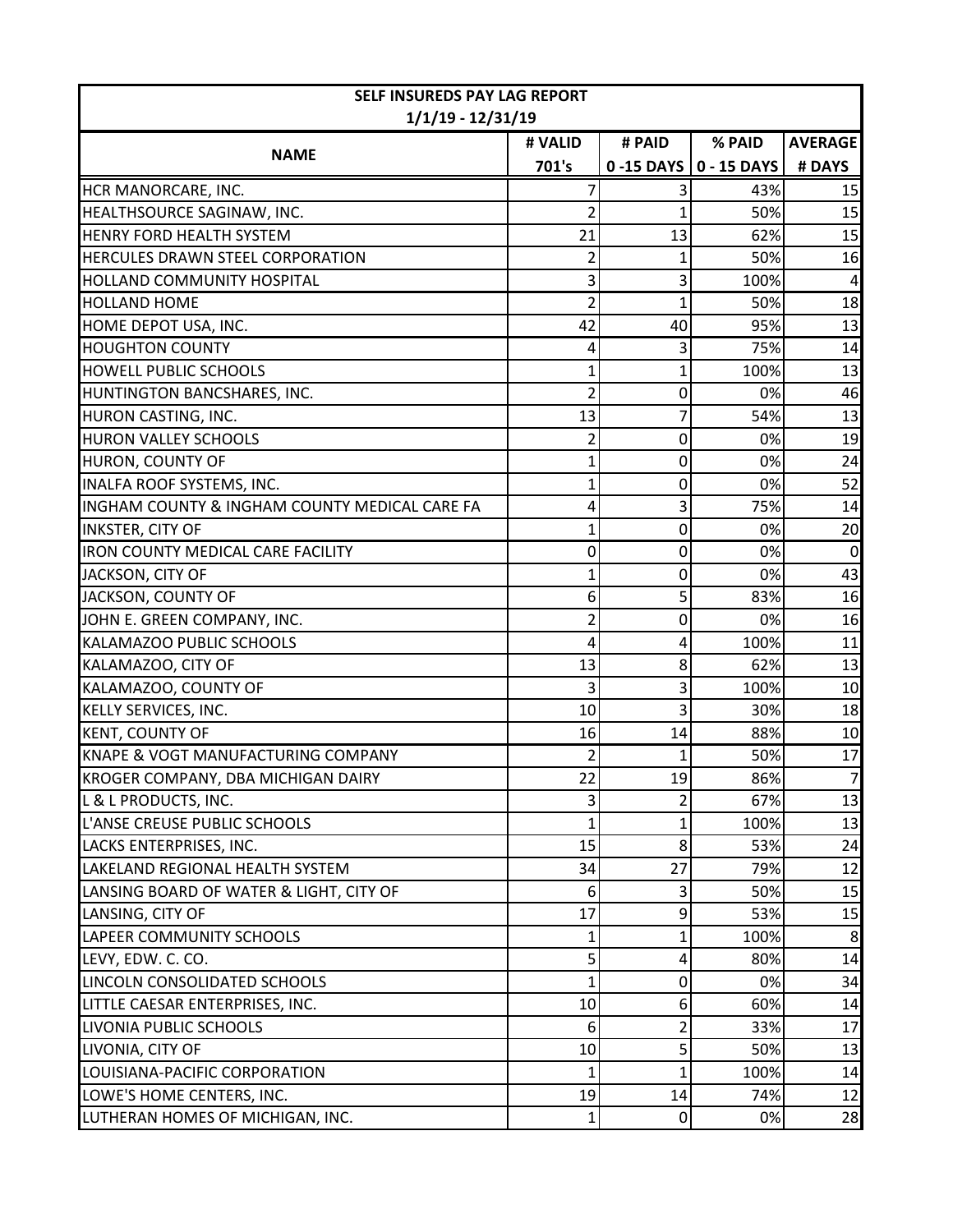| SELF INSUREDS PAY LAG REPORT | | | | |
|---|---|---|---|---|
| 1/1/19 - 12/31/19 | | | | |
| NAME | # VALID 701's | # PAID 0 -15 DAYS | % PAID 0 - 15 DAYS | AVERAGE # DAYS |
| HCR MANORCARE, INC. | 7 | 3 | 43% | 15 |
| HEALTHSOURCE SAGINAW, INC. | 2 | 1 | 50% | 15 |
| HENRY FORD HEALTH SYSTEM | 21 | 13 | 62% | 15 |
| HERCULES DRAWN STEEL CORPORATION | 2 | 1 | 50% | 16 |
| HOLLAND COMMUNITY HOSPITAL | 3 | 3 | 100% | 4 |
| HOLLAND HOME | 2 | 1 | 50% | 18 |
| HOME DEPOT USA, INC. | 42 | 40 | 95% | 13 |
| HOUGHTON COUNTY | 4 | 3 | 75% | 14 |
| HOWELL PUBLIC SCHOOLS | 1 | 1 | 100% | 13 |
| HUNTINGTON BANCSHARES, INC. | 2 | 0 | 0% | 46 |
| HURON CASTING, INC. | 13 | 7 | 54% | 13 |
| HURON VALLEY SCHOOLS | 2 | 0 | 0% | 19 |
| HURON, COUNTY OF | 1 | 0 | 0% | 24 |
| INALFA ROOF SYSTEMS, INC. | 1 | 0 | 0% | 52 |
| INGHAM COUNTY & INGHAM COUNTY MEDICAL CARE FA | 4 | 3 | 75% | 14 |
| INKSTER, CITY OF | 1 | 0 | 0% | 20 |
| IRON COUNTY MEDICAL CARE FACILITY | 0 | 0 | 0% | 0 |
| JACKSON, CITY OF | 1 | 0 | 0% | 43 |
| JACKSON, COUNTY OF | 6 | 5 | 83% | 16 |
| JOHN E. GREEN COMPANY, INC. | 2 | 0 | 0% | 16 |
| KALAMAZOO PUBLIC SCHOOLS | 4 | 4 | 100% | 11 |
| KALAMAZOO, CITY OF | 13 | 8 | 62% | 13 |
| KALAMAZOO, COUNTY OF | 3 | 3 | 100% | 10 |
| KELLY SERVICES, INC. | 10 | 3 | 30% | 18 |
| KENT, COUNTY OF | 16 | 14 | 88% | 10 |
| KNAPE & VOGT MANUFACTURING COMPANY | 2 | 1 | 50% | 17 |
| KROGER COMPANY, DBA MICHIGAN DAIRY | 22 | 19 | 86% | 7 |
| L & L PRODUCTS, INC. | 3 | 2 | 67% | 13 |
| L'ANSE CREUSE PUBLIC SCHOOLS | 1 | 1 | 100% | 13 |
| LACKS ENTERPRISES, INC. | 15 | 8 | 53% | 24 |
| LAKELAND REGIONAL HEALTH SYSTEM | 34 | 27 | 79% | 12 |
| LANSING BOARD OF WATER & LIGHT, CITY OF | 6 | 3 | 50% | 15 |
| LANSING, CITY OF | 17 | 9 | 53% | 15 |
| LAPEER COMMUNITY SCHOOLS | 1 | 1 | 100% | 8 |
| LEVY, EDW. C. CO. | 5 | 4 | 80% | 14 |
| LINCOLN CONSOLIDATED SCHOOLS | 1 | 0 | 0% | 34 |
| LITTLE CAESAR ENTERPRISES, INC. | 10 | 6 | 60% | 14 |
| LIVONIA PUBLIC SCHOOLS | 6 | 2 | 33% | 17 |
| LIVONIA, CITY OF | 10 | 5 | 50% | 13 |
| LOUISIANA-PACIFIC CORPORATION | 1 | 1 | 100% | 14 |
| LOWE'S HOME CENTERS, INC. | 19 | 14 | 74% | 12 |
| LUTHERAN HOMES OF MICHIGAN, INC. | 1 | 0 | 0% | 28 |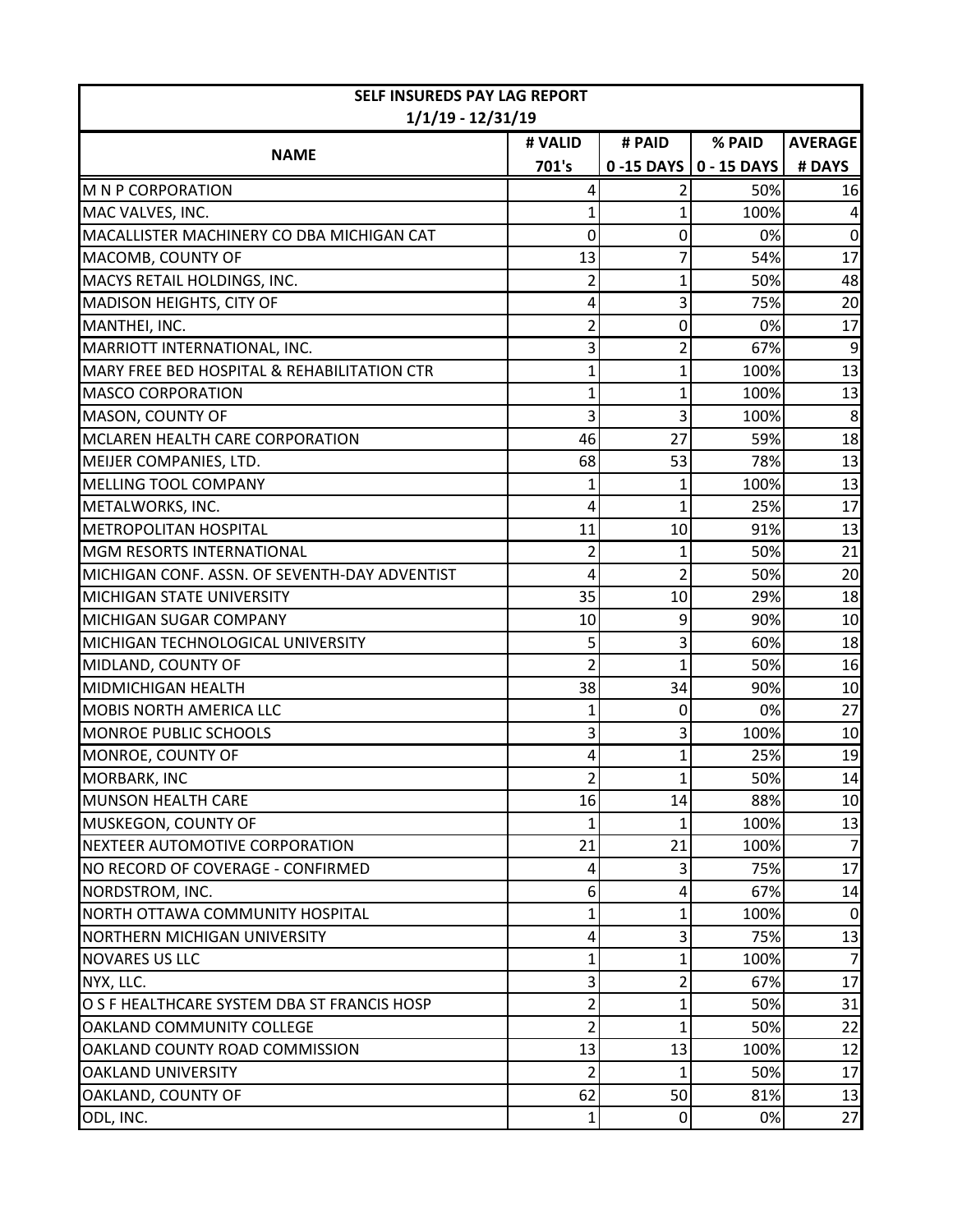| SELF INSUREDS PAY LAG REPORT | | | | |
|---|---|---|---|---|
| 1/1/19 - 12/31/19 | | | | |
| NAME | # VALID 701's | # PAID 0 -15 DAYS | % PAID 0 - 15 DAYS | AVERAGE # DAYS |
| M N P CORPORATION | 4 | 2 | 50% | 16 |
| MAC VALVES, INC. | 1 | 1 | 100% | 4 |
| MACALLISTER MACHINERY CO DBA MICHIGAN CAT | 0 | 0 | 0% | 0 |
| MACOMB, COUNTY OF | 13 | 7 | 54% | 17 |
| MACYS RETAIL HOLDINGS, INC. | 2 | 1 | 50% | 48 |
| MADISON HEIGHTS, CITY OF | 4 | 3 | 75% | 20 |
| MANTHEI, INC. | 2 | 0 | 0% | 17 |
| MARRIOTT INTERNATIONAL, INC. | 3 | 2 | 67% | 9 |
| MARY FREE BED HOSPITAL & REHABILITATION CTR | 1 | 1 | 100% | 13 |
| MASCO CORPORATION | 1 | 1 | 100% | 13 |
| MASON, COUNTY OF | 3 | 3 | 100% | 8 |
| MCLAREN HEALTH CARE CORPORATION | 46 | 27 | 59% | 18 |
| MEIJER COMPANIES, LTD. | 68 | 53 | 78% | 13 |
| MELLING TOOL COMPANY | 1 | 1 | 100% | 13 |
| METALWORKS, INC. | 4 | 1 | 25% | 17 |
| METROPOLITAN HOSPITAL | 11 | 10 | 91% | 13 |
| MGM RESORTS INTERNATIONAL | 2 | 1 | 50% | 21 |
| MICHIGAN CONF. ASSN. OF SEVENTH-DAY ADVENTIST | 4 | 2 | 50% | 20 |
| MICHIGAN STATE UNIVERSITY | 35 | 10 | 29% | 18 |
| MICHIGAN SUGAR COMPANY | 10 | 9 | 90% | 10 |
| MICHIGAN TECHNOLOGICAL UNIVERSITY | 5 | 3 | 60% | 18 |
| MIDLAND, COUNTY OF | 2 | 1 | 50% | 16 |
| MIDMICHIGAN HEALTH | 38 | 34 | 90% | 10 |
| MOBIS NORTH AMERICA LLC | 1 | 0 | 0% | 27 |
| MONROE PUBLIC SCHOOLS | 3 | 3 | 100% | 10 |
| MONROE, COUNTY OF | 4 | 1 | 25% | 19 |
| MORBARK, INC | 2 | 1 | 50% | 14 |
| MUNSON HEALTH CARE | 16 | 14 | 88% | 10 |
| MUSKEGON, COUNTY OF | 1 | 1 | 100% | 13 |
| NEXTEER AUTOMOTIVE CORPORATION | 21 | 21 | 100% | 7 |
| NO RECORD OF COVERAGE - CONFIRMED | 4 | 3 | 75% | 17 |
| NORDSTROM, INC. | 6 | 4 | 67% | 14 |
| NORTH OTTAWA COMMUNITY HOSPITAL | 1 | 1 | 100% | 0 |
| NORTHERN MICHIGAN UNIVERSITY | 4 | 3 | 75% | 13 |
| NOVARES US LLC | 1 | 1 | 100% | 7 |
| NYX, LLC. | 3 | 2 | 67% | 17 |
| O S F HEALTHCARE SYSTEM DBA ST FRANCIS HOSP | 2 | 1 | 50% | 31 |
| OAKLAND COMMUNITY COLLEGE | 2 | 1 | 50% | 22 |
| OAKLAND COUNTY ROAD COMMISSION | 13 | 13 | 100% | 12 |
| OAKLAND UNIVERSITY | 2 | 1 | 50% | 17 |
| OAKLAND, COUNTY OF | 62 | 50 | 81% | 13 |
| ODL, INC. | 1 | 0 | 0% | 27 |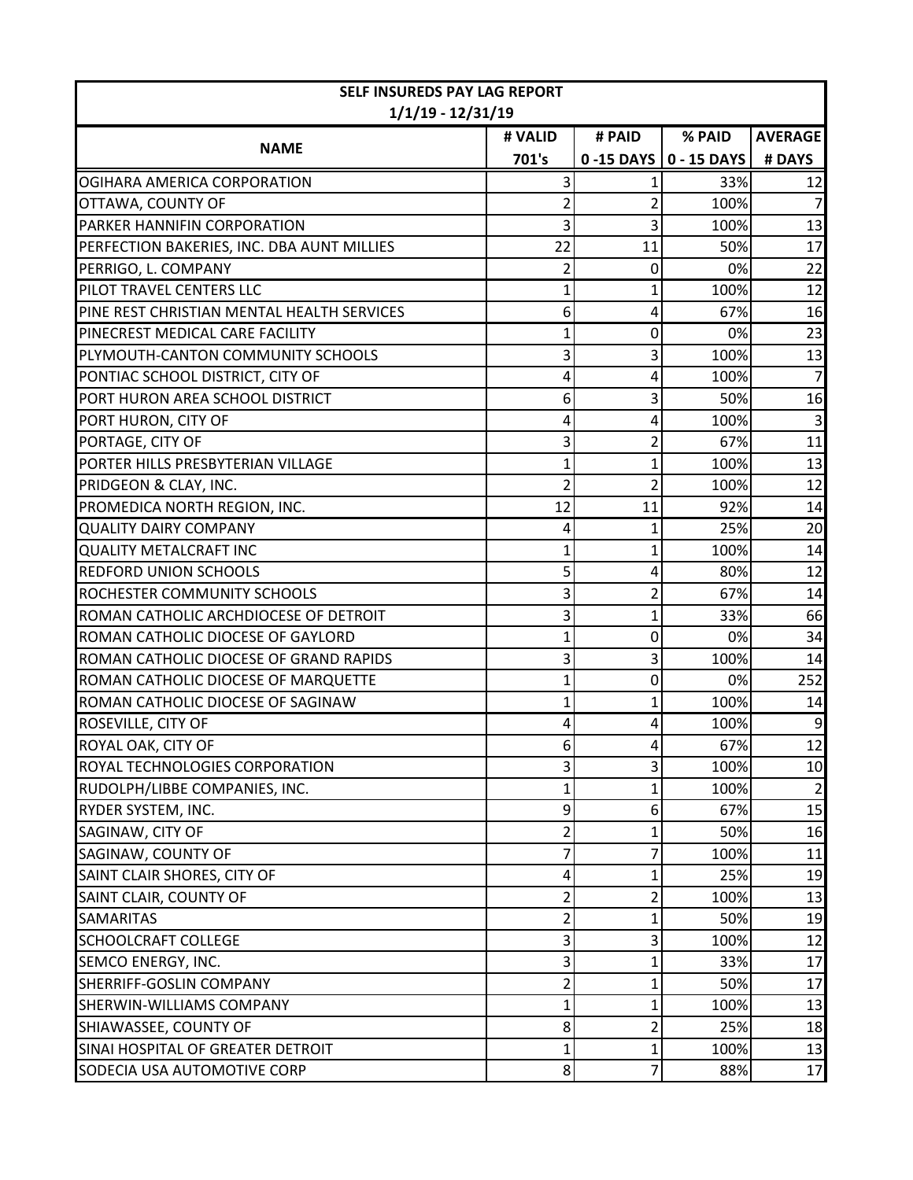| SELF INSUREDS PAY LAG REPORT | | | | |
|---|---|---|---|---|
| 1/1/19 - 12/31/19 | | | | |
| NAME | # VALID 701's | # PAID 0 -15 DAYS | % PAID 0 - 15 DAYS | AVERAGE # DAYS |
| OGIHARA AMERICA CORPORATION | 3 | 1 | 33% | 12 |
| OTTAWA, COUNTY OF | 2 | 2 | 100% | 7 |
| PARKER HANNIFIN CORPORATION | 3 | 3 | 100% | 13 |
| PERFECTION BAKERIES, INC. DBA AUNT MILLIES | 22 | 11 | 50% | 17 |
| PERRIGO, L. COMPANY | 2 | 0 | 0% | 22 |
| PILOT TRAVEL CENTERS LLC | 1 | 1 | 100% | 12 |
| PINE REST CHRISTIAN MENTAL HEALTH SERVICES | 6 | 4 | 67% | 16 |
| PINECREST MEDICAL CARE FACILITY | 1 | 0 | 0% | 23 |
| PLYMOUTH-CANTON COMMUNITY SCHOOLS | 3 | 3 | 100% | 13 |
| PONTIAC SCHOOL DISTRICT, CITY OF | 4 | 4 | 100% | 7 |
| PORT HURON AREA SCHOOL DISTRICT | 6 | 3 | 50% | 16 |
| PORT HURON, CITY OF | 4 | 4 | 100% | 3 |
| PORTAGE, CITY OF | 3 | 2 | 67% | 11 |
| PORTER HILLS PRESBYTERIAN VILLAGE | 1 | 1 | 100% | 13 |
| PRIDGEON & CLAY, INC. | 2 | 2 | 100% | 12 |
| PROMEDICA NORTH REGION, INC. | 12 | 11 | 92% | 14 |
| QUALITY DAIRY COMPANY | 4 | 1 | 25% | 20 |
| QUALITY METALCRAFT INC | 1 | 1 | 100% | 14 |
| REDFORD UNION SCHOOLS | 5 | 4 | 80% | 12 |
| ROCHESTER COMMUNITY SCHOOLS | 3 | 2 | 67% | 14 |
| ROMAN CATHOLIC ARCHDIOCESE OF DETROIT | 3 | 1 | 33% | 66 |
| ROMAN CATHOLIC DIOCESE OF GAYLORD | 1 | 0 | 0% | 34 |
| ROMAN CATHOLIC DIOCESE OF GRAND RAPIDS | 3 | 3 | 100% | 14 |
| ROMAN CATHOLIC DIOCESE OF MARQUETTE | 1 | 0 | 0% | 252 |
| ROMAN CATHOLIC DIOCESE OF SAGINAW | 1 | 1 | 100% | 14 |
| ROSEVILLE, CITY OF | 4 | 4 | 100% | 9 |
| ROYAL OAK, CITY OF | 6 | 4 | 67% | 12 |
| ROYAL TECHNOLOGIES CORPORATION | 3 | 3 | 100% | 10 |
| RUDOLPH/LIBBE COMPANIES, INC. | 1 | 1 | 100% | 2 |
| RYDER SYSTEM, INC. | 9 | 6 | 67% | 15 |
| SAGINAW, CITY OF | 2 | 1 | 50% | 16 |
| SAGINAW, COUNTY OF | 7 | 7 | 100% | 11 |
| SAINT CLAIR SHORES, CITY OF | 4 | 1 | 25% | 19 |
| SAINT CLAIR, COUNTY OF | 2 | 2 | 100% | 13 |
| SAMARITAS | 2 | 1 | 50% | 19 |
| SCHOOLCRAFT COLLEGE | 3 | 3 | 100% | 12 |
| SEMCO ENERGY, INC. | 3 | 1 | 33% | 17 |
| SHERRIFF-GOSLIN COMPANY | 2 | 1 | 50% | 17 |
| SHERWIN-WILLIAMS COMPANY | 1 | 1 | 100% | 13 |
| SHIAWASSEE, COUNTY OF | 8 | 2 | 25% | 18 |
| SINAI HOSPITAL OF GREATER DETROIT | 1 | 1 | 100% | 13 |
| SODECIA USA AUTOMOTIVE CORP | 8 | 7 | 88% | 17 |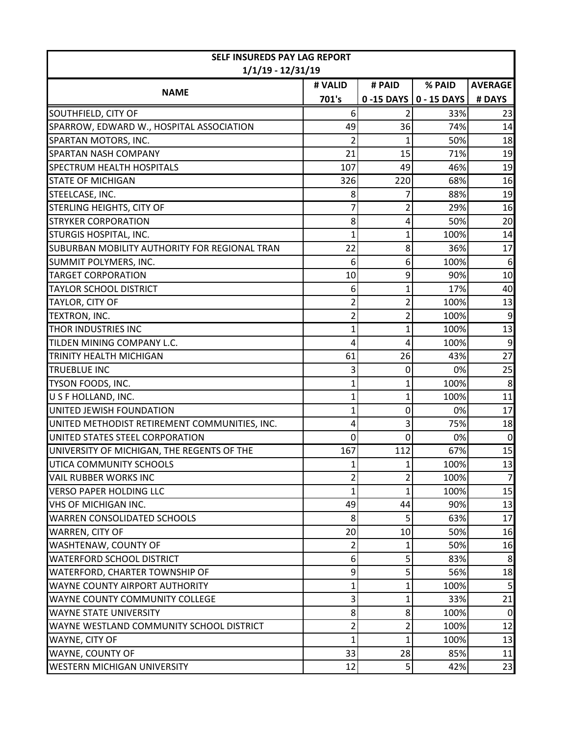| SELF INSUREDS PAY LAG REPORT | | | | |
|---|---|---|---|---|
| 1/1/19 - 12/31/19 | | | | |
| NAME | # VALID 701's | # PAID 0 -15 DAYS | % PAID 0 - 15 DAYS | AVERAGE # DAYS |
| SOUTHFIELD, CITY OF | 6 | 2 | 33% | 23 |
| SPARROW, EDWARD W., HOSPITAL ASSOCIATION | 49 | 36 | 74% | 14 |
| SPARTAN MOTORS, INC. | 2 | 1 | 50% | 18 |
| SPARTAN NASH COMPANY | 21 | 15 | 71% | 19 |
| SPECTRUM HEALTH HOSPITALS | 107 | 49 | 46% | 19 |
| STATE OF MICHIGAN | 326 | 220 | 68% | 16 |
| STEELCASE, INC. | 8 | 7 | 88% | 19 |
| STERLING HEIGHTS, CITY OF | 7 | 2 | 29% | 16 |
| STRYKER CORPORATION | 8 | 4 | 50% | 20 |
| STURGIS HOSPITAL, INC. | 1 | 1 | 100% | 14 |
| SUBURBAN MOBILITY AUTHORITY FOR REGIONAL TRAN | 22 | 8 | 36% | 17 |
| SUMMIT POLYMERS, INC. | 6 | 6 | 100% | 6 |
| TARGET CORPORATION | 10 | 9 | 90% | 10 |
| TAYLOR SCHOOL DISTRICT | 6 | 1 | 17% | 40 |
| TAYLOR, CITY OF | 2 | 2 | 100% | 13 |
| TEXTRON, INC. | 2 | 2 | 100% | 9 |
| THOR INDUSTRIES INC | 1 | 1 | 100% | 13 |
| TILDEN MINING COMPANY L.C. | 4 | 4 | 100% | 9 |
| TRINITY HEALTH MICHIGAN | 61 | 26 | 43% | 27 |
| TRUEBLUE INC | 3 | 0 | 0% | 25 |
| TYSON FOODS, INC. | 1 | 1 | 100% | 8 |
| U S F HOLLAND, INC. | 1 | 1 | 100% | 11 |
| UNITED JEWISH FOUNDATION | 1 | 0 | 0% | 17 |
| UNITED METHODIST RETIREMENT COMMUNITIES, INC. | 4 | 3 | 75% | 18 |
| UNITED STATES STEEL CORPORATION | 0 | 0 | 0% | 0 |
| UNIVERSITY OF MICHIGAN, THE REGENTS OF THE | 167 | 112 | 67% | 15 |
| UTICA COMMUNITY SCHOOLS | 1 | 1 | 100% | 13 |
| VAIL RUBBER WORKS INC | 2 | 2 | 100% | 7 |
| VERSO PAPER HOLDING LLC | 1 | 1 | 100% | 15 |
| VHS OF MICHIGAN INC. | 49 | 44 | 90% | 13 |
| WARREN CONSOLIDATED SCHOOLS | 8 | 5 | 63% | 17 |
| WARREN, CITY OF | 20 | 10 | 50% | 16 |
| WASHTENAW, COUNTY OF | 2 | 1 | 50% | 16 |
| WATERFORD SCHOOL DISTRICT | 6 | 5 | 83% | 8 |
| WATERFORD, CHARTER TOWNSHIP OF | 9 | 5 | 56% | 18 |
| WAYNE COUNTY AIRPORT AUTHORITY | 1 | 1 | 100% | 5 |
| WAYNE COUNTY COMMUNITY COLLEGE | 3 | 1 | 33% | 21 |
| WAYNE STATE UNIVERSITY | 8 | 8 | 100% | 0 |
| WAYNE WESTLAND COMMUNITY SCHOOL DISTRICT | 2 | 2 | 100% | 12 |
| WAYNE, CITY OF | 1 | 1 | 100% | 13 |
| WAYNE, COUNTY OF | 33 | 28 | 85% | 11 |
| WESTERN MICHIGAN UNIVERSITY | 12 | 5 | 42% | 23 |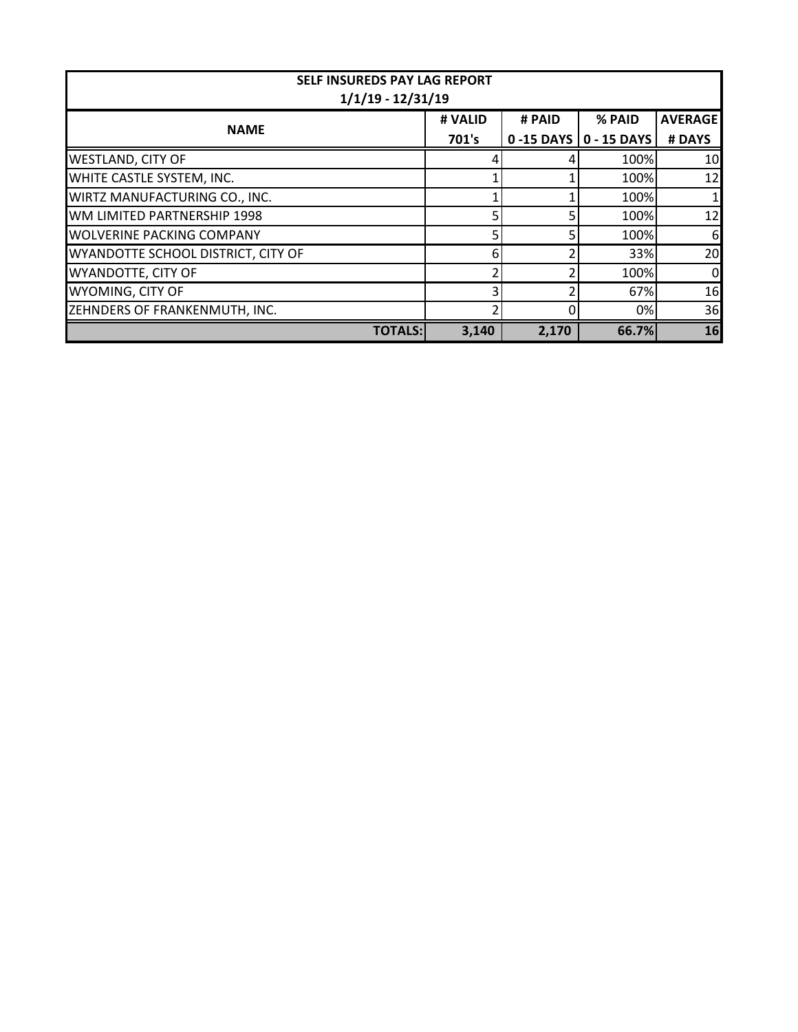| SELF INSUREDS PAY LAG REPORT 1/1/19 - 12/31/19 | | | | |
|---|---|---|---|---|
| **NAME** | **# VALID 701's** | **# PAID 0 -15 DAYS** | **% PAID 0 - 15 DAYS** | **AVERAGE # DAYS** |
| WESTLAND, CITY OF | 4 | 4 | 100% | 10 |
| WHITE CASTLE SYSTEM, INC. | 1 | 1 | 100% | 12 |
| WIRTZ MANUFACTURING CO., INC. | 1 | 1 | 100% | 1 |
| WM LIMITED PARTNERSHIP 1998 | 5 | 5 | 100% | 12 |
| WOLVERINE PACKING COMPANY | 5 | 5 | 100% | 6 |
| WYANDOTTE SCHOOL DISTRICT, CITY OF | 6 | 2 | 33% | 20 |
| WYANDOTTE, CITY OF | 2 | 2 | 100% | 0 |
| WYOMING, CITY OF | 3 | 2 | 67% | 16 |
| ZEHNDERS OF FRANKENMUTH, INC. | 2 | 0 | 0% | 36 |
| **TOTALS:** | **3,140** | **2,170** | **66.7%** | **16** |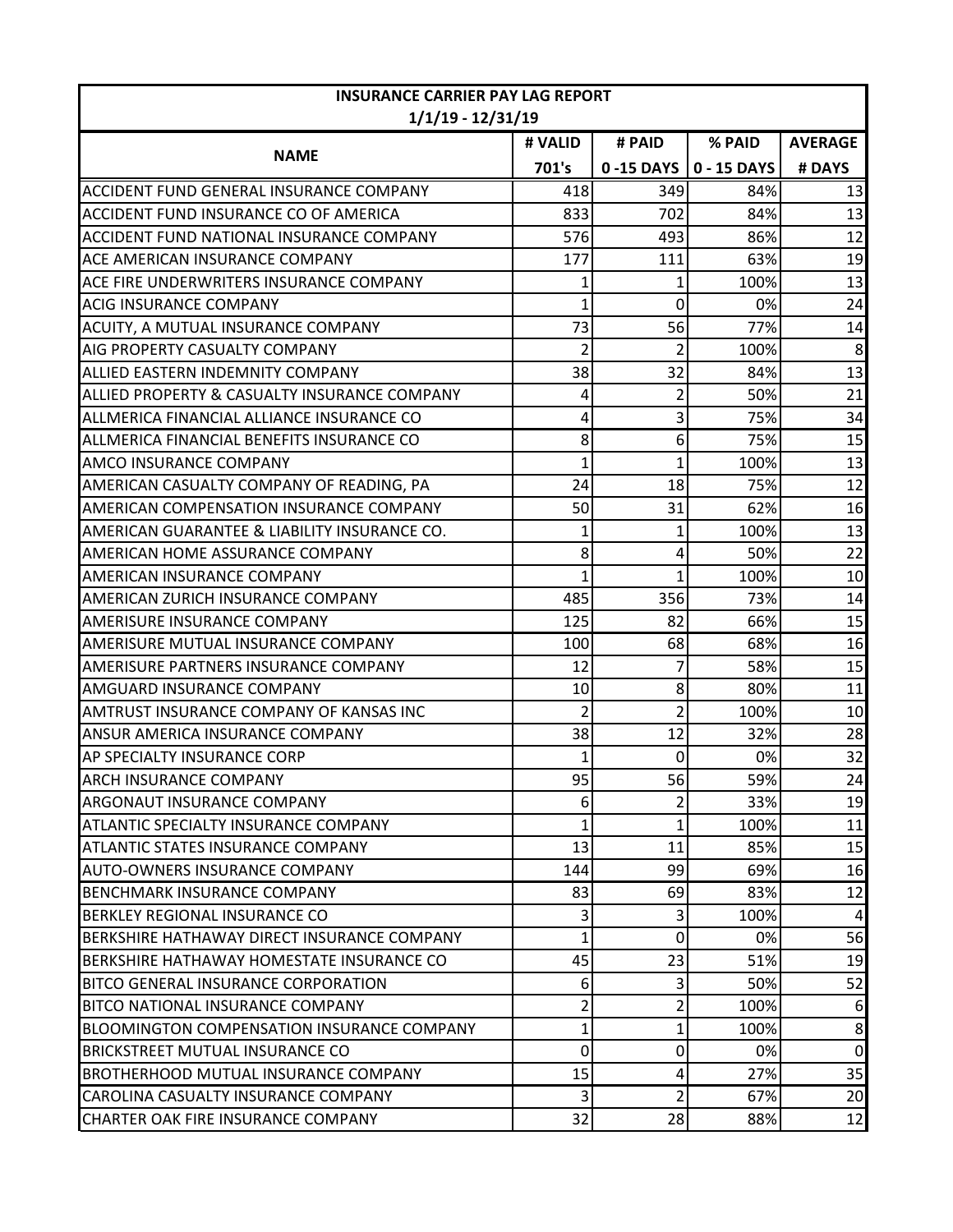| INSURANCE CARRIER PAY LAG REPORT | | | | |
|---|---|---|---|---|
| 1/1/19 - 12/31/19 | | | | |
| NAME | # VALID 701's | # PAID 0 -15 DAYS | % PAID 0 - 15 DAYS | AVERAGE # DAYS |
| ACCIDENT FUND GENERAL INSURANCE COMPANY | 418 | 349 | 84% | 13 |
| ACCIDENT FUND INSURANCE CO OF AMERICA | 833 | 702 | 84% | 13 |
| ACCIDENT FUND NATIONAL INSURANCE COMPANY | 576 | 493 | 86% | 12 |
| ACE AMERICAN INSURANCE COMPANY | 177 | 111 | 63% | 19 |
| ACE FIRE UNDERWRITERS INSURANCE COMPANY | 1 | 1 | 100% | 13 |
| ACIG INSURANCE COMPANY | 1 | 0 | 0% | 24 |
| ACUITY, A MUTUAL INSURANCE COMPANY | 73 | 56 | 77% | 14 |
| AIG PROPERTY CASUALTY COMPANY | 2 | 2 | 100% | 8 |
| ALLIED EASTERN INDEMNITY COMPANY | 38 | 32 | 84% | 13 |
| ALLIED PROPERTY & CASUALTY INSURANCE COMPANY | 4 | 2 | 50% | 21 |
| ALLMERICA FINANCIAL ALLIANCE INSURANCE CO | 4 | 3 | 75% | 34 |
| ALLMERICA FINANCIAL BENEFITS INSURANCE CO | 8 | 6 | 75% | 15 |
| AMCO INSURANCE COMPANY | 1 | 1 | 100% | 13 |
| AMERICAN CASUALTY COMPANY OF READING, PA | 24 | 18 | 75% | 12 |
| AMERICAN COMPENSATION INSURANCE COMPANY | 50 | 31 | 62% | 16 |
| AMERICAN GUARANTEE & LIABILITY INSURANCE CO. | 1 | 1 | 100% | 13 |
| AMERICAN HOME ASSURANCE COMPANY | 8 | 4 | 50% | 22 |
| AMERICAN INSURANCE COMPANY | 1 | 1 | 100% | 10 |
| AMERICAN ZURICH INSURANCE COMPANY | 485 | 356 | 73% | 14 |
| AMERISURE INSURANCE COMPANY | 125 | 82 | 66% | 15 |
| AMERISURE MUTUAL INSURANCE COMPANY | 100 | 68 | 68% | 16 |
| AMERISURE PARTNERS INSURANCE COMPANY | 12 | 7 | 58% | 15 |
| AMGUARD INSURANCE COMPANY | 10 | 8 | 80% | 11 |
| AMTRUST INSURANCE COMPANY OF KANSAS INC | 2 | 2 | 100% | 10 |
| ANSUR AMERICA INSURANCE COMPANY | 38 | 12 | 32% | 28 |
| AP SPECIALTY INSURANCE CORP | 1 | 0 | 0% | 32 |
| ARCH INSURANCE COMPANY | 95 | 56 | 59% | 24 |
| ARGONAUT INSURANCE COMPANY | 6 | 2 | 33% | 19 |
| ATLANTIC SPECIALTY INSURANCE COMPANY | 1 | 1 | 100% | 11 |
| ATLANTIC STATES INSURANCE COMPANY | 13 | 11 | 85% | 15 |
| AUTO-OWNERS INSURANCE COMPANY | 144 | 99 | 69% | 16 |
| BENCHMARK INSURANCE COMPANY | 83 | 69 | 83% | 12 |
| BERKLEY REGIONAL INSURANCE CO | 3 | 3 | 100% | 4 |
| BERKSHIRE HATHAWAY DIRECT INSURANCE COMPANY | 1 | 0 | 0% | 56 |
| BERKSHIRE HATHAWAY HOMESTATE INSURANCE CO | 45 | 23 | 51% | 19 |
| BITCO GENERAL INSURANCE CORPORATION | 6 | 3 | 50% | 52 |
| BITCO NATIONAL INSURANCE COMPANY | 2 | 2 | 100% | 6 |
| BLOOMINGTON COMPENSATION INSURANCE COMPANY | 1 | 1 | 100% | 8 |
| BRICKSTREET MUTUAL INSURANCE CO | 0 | 0 | 0% | 0 |
| BROTHERHOOD MUTUAL INSURANCE COMPANY | 15 | 4 | 27% | 35 |
| CAROLINA CASUALTY INSURANCE COMPANY | 3 | 2 | 67% | 20 |
| CHARTER OAK FIRE INSURANCE COMPANY | 32 | 28 | 88% | 12 |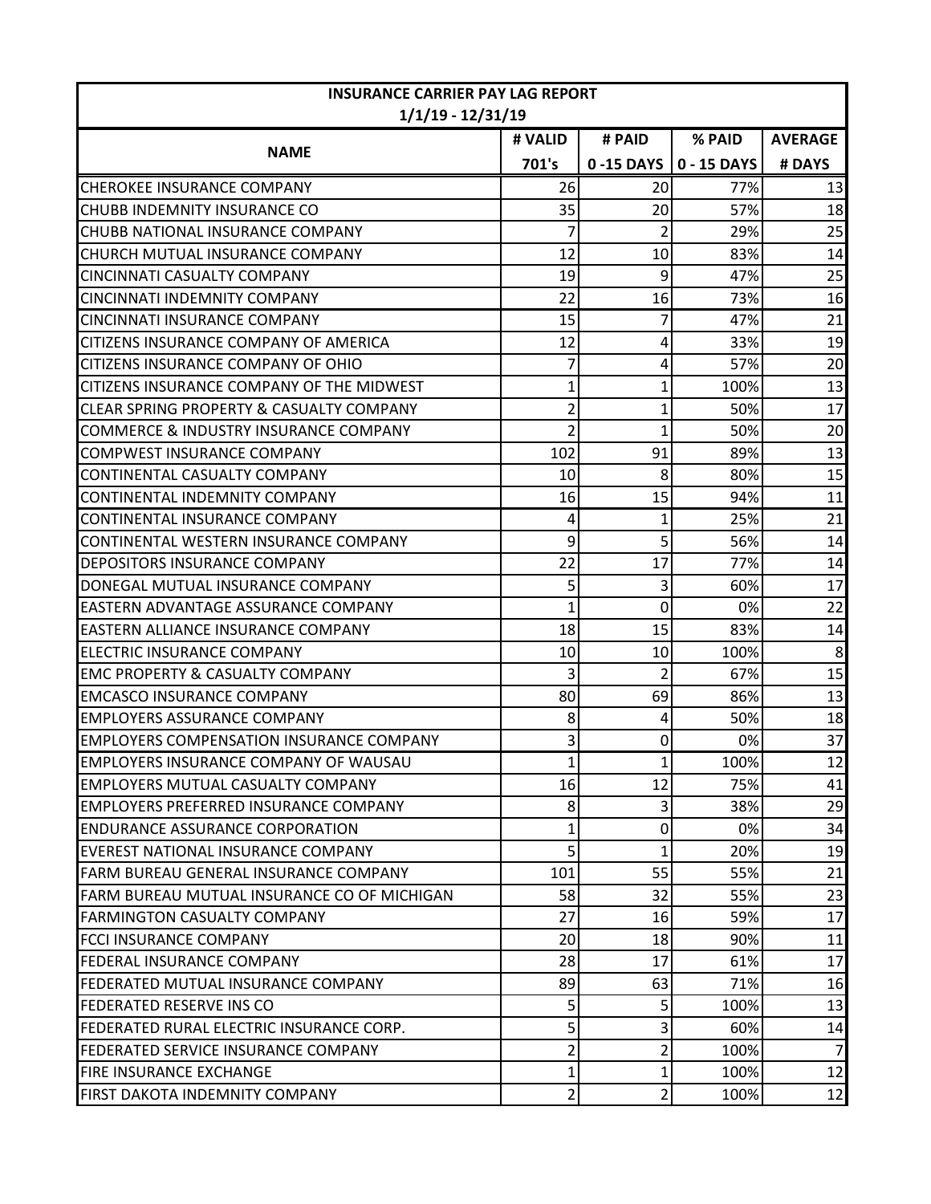| INSURANCE CARRIER PAY LAG REPORT | | | | |
|---|---|---|---|---|
| 1/1/19 - 12/31/19 | | | | |
| NAME | # VALID 701's | # PAID 0 -15 DAYS | % PAID 0 - 15 DAYS | AVERAGE # DAYS |
| CHEROKEE INSURANCE COMPANY | 26 | 20 | 77% | 13 |
| CHUBB INDEMNITY INSURANCE CO | 35 | 20 | 57% | 18 |
| CHUBB NATIONAL INSURANCE COMPANY | 7 | 2 | 29% | 25 |
| CHURCH MUTUAL INSURANCE COMPANY | 12 | 10 | 83% | 14 |
| CINCINNATI CASUALTY COMPANY | 19 | 9 | 47% | 25 |
| CINCINNATI INDEMNITY COMPANY | 22 | 16 | 73% | 16 |
| CINCINNATI INSURANCE COMPANY | 15 | 7 | 47% | 21 |
| CITIZENS INSURANCE COMPANY OF AMERICA | 12 | 4 | 33% | 19 |
| CITIZENS INSURANCE COMPANY OF OHIO | 7 | 4 | 57% | 20 |
| CITIZENS INSURANCE COMPANY OF THE MIDWEST | 1 | 1 | 100% | 13 |
| CLEAR SPRING PROPERTY & CASUALTY COMPANY | 2 | 1 | 50% | 17 |
| COMMERCE & INDUSTRY INSURANCE COMPANY | 2 | 1 | 50% | 20 |
| COMPWEST INSURANCE COMPANY | 102 | 91 | 89% | 13 |
| CONTINENTAL CASUALTY COMPANY | 10 | 8 | 80% | 15 |
| CONTINENTAL INDEMNITY COMPANY | 16 | 15 | 94% | 11 |
| CONTINENTAL INSURANCE COMPANY | 4 | 1 | 25% | 21 |
| CONTINENTAL WESTERN INSURANCE COMPANY | 9 | 5 | 56% | 14 |
| DEPOSITORS INSURANCE COMPANY | 22 | 17 | 77% | 14 |
| DONEGAL MUTUAL INSURANCE COMPANY | 5 | 3 | 60% | 17 |
| EASTERN ADVANTAGE ASSURANCE COMPANY | 1 | 0 | 0% | 22 |
| EASTERN ALLIANCE INSURANCE COMPANY | 18 | 15 | 83% | 14 |
| ELECTRIC INSURANCE COMPANY | 10 | 10 | 100% | 8 |
| EMC PROPERTY & CASUALTY COMPANY | 3 | 2 | 67% | 15 |
| EMCASCO INSURANCE COMPANY | 80 | 69 | 86% | 13 |
| EMPLOYERS ASSURANCE COMPANY | 8 | 4 | 50% | 18 |
| EMPLOYERS COMPENSATION INSURANCE COMPANY | 3 | 0 | 0% | 37 |
| EMPLOYERS INSURANCE COMPANY OF WAUSAU | 1 | 1 | 100% | 12 |
| EMPLOYERS MUTUAL CASUALTY COMPANY | 16 | 12 | 75% | 41 |
| EMPLOYERS PREFERRED INSURANCE COMPANY | 8 | 3 | 38% | 29 |
| ENDURANCE ASSURANCE CORPORATION | 1 | 0 | 0% | 34 |
| EVEREST NATIONAL INSURANCE COMPANY | 5 | 1 | 20% | 19 |
| FARM BUREAU GENERAL INSURANCE COMPANY | 101 | 55 | 55% | 21 |
| FARM BUREAU MUTUAL INSURANCE CO OF MICHIGAN | 58 | 32 | 55% | 23 |
| FARMINGTON CASUALTY COMPANY | 27 | 16 | 59% | 17 |
| FCCI INSURANCE COMPANY | 20 | 18 | 90% | 11 |
| FEDERAL INSURANCE COMPANY | 28 | 17 | 61% | 17 |
| FEDERATED MUTUAL INSURANCE COMPANY | 89 | 63 | 71% | 16 |
| FEDERATED RESERVE INS CO | 5 | 5 | 100% | 13 |
| FEDERATED RURAL ELECTRIC INSURANCE CORP. | 5 | 3 | 60% | 14 |
| FEDERATED SERVICE INSURANCE COMPANY | 2 | 2 | 100% | 7 |
| FIRE INSURANCE EXCHANGE | 1 | 1 | 100% | 12 |
| FIRST DAKOTA INDEMNITY COMPANY | 2 | 2 | 100% | 12 |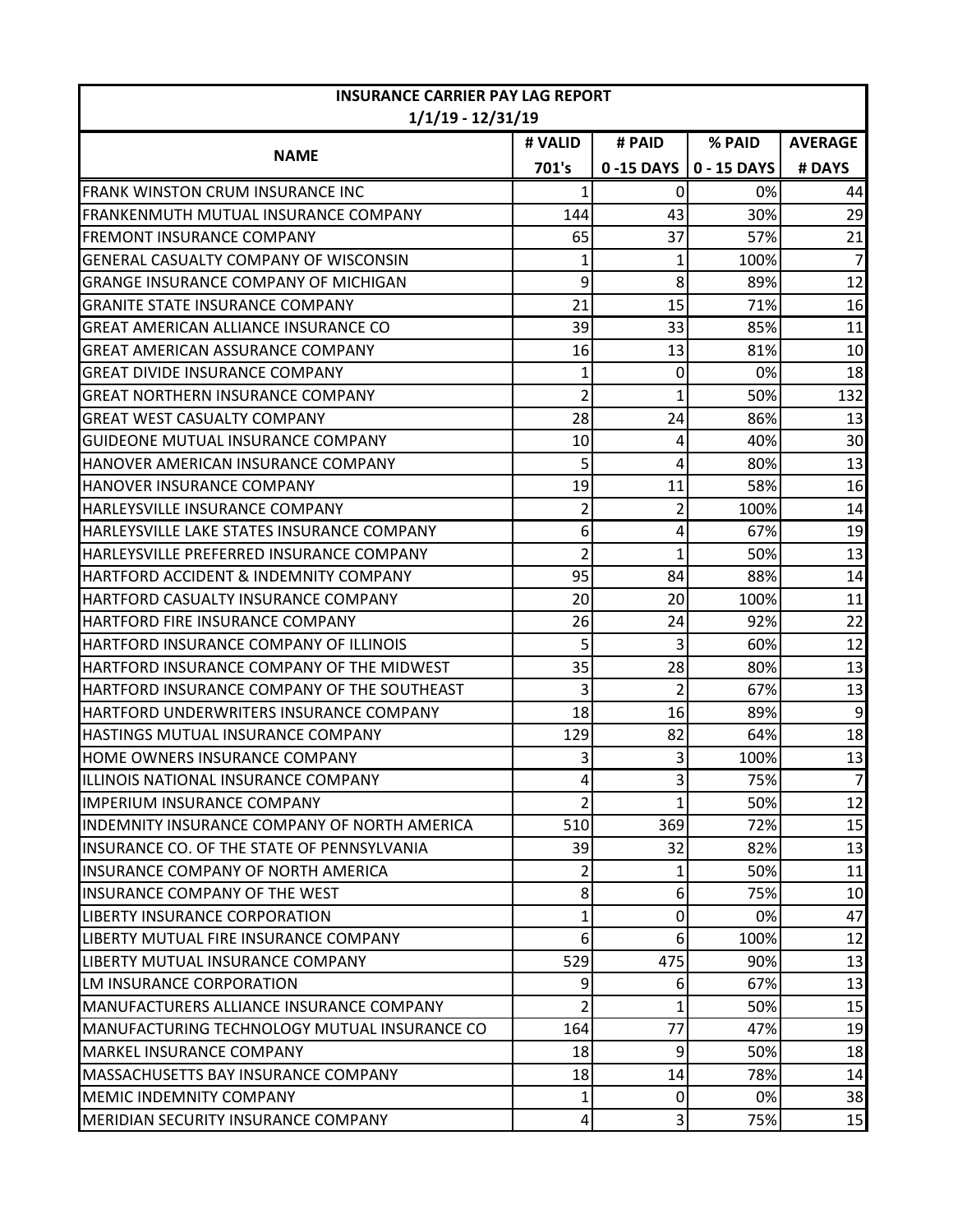| INSURANCE CARRIER PAY LAG REPORT | | | | |
|---|---|---|---|---|
| 1/1/19 - 12/31/19 | | | | |
| NAME | # VALID 701's | # PAID 0 -15 DAYS | % PAID 0 - 15 DAYS | AVERAGE # DAYS |
| FRANK WINSTON CRUM INSURANCE INC | 1 | 0 | 0% | 44 |
| FRANKENMUTH MUTUAL INSURANCE COMPANY | 144 | 43 | 30% | 29 |
| FREMONT INSURANCE COMPANY | 65 | 37 | 57% | 21 |
| GENERAL CASUALTY COMPANY OF WISCONSIN | 1 | 1 | 100% | 7 |
| GRANGE INSURANCE COMPANY OF MICHIGAN | 9 | 8 | 89% | 12 |
| GRANITE STATE INSURANCE COMPANY | 21 | 15 | 71% | 16 |
| GREAT AMERICAN ALLIANCE INSURANCE CO | 39 | 33 | 85% | 11 |
| GREAT AMERICAN ASSURANCE COMPANY | 16 | 13 | 81% | 10 |
| GREAT DIVIDE INSURANCE COMPANY | 1 | 0 | 0% | 18 |
| GREAT NORTHERN INSURANCE COMPANY | 2 | 1 | 50% | 132 |
| GREAT WEST CASUALTY COMPANY | 28 | 24 | 86% | 13 |
| GUIDEONE MUTUAL INSURANCE COMPANY | 10 | 4 | 40% | 30 |
| HANOVER AMERICAN INSURANCE COMPANY | 5 | 4 | 80% | 13 |
| HANOVER INSURANCE COMPANY | 19 | 11 | 58% | 16 |
| HARLEYSVILLE INSURANCE COMPANY | 2 | 2 | 100% | 14 |
| HARLEYSVILLE LAKE STATES INSURANCE COMPANY | 6 | 4 | 67% | 19 |
| HARLEYSVILLE PREFERRED INSURANCE COMPANY | 2 | 1 | 50% | 13 |
| HARTFORD ACCIDENT & INDEMNITY COMPANY | 95 | 84 | 88% | 14 |
| HARTFORD CASUALTY INSURANCE COMPANY | 20 | 20 | 100% | 11 |
| HARTFORD FIRE INSURANCE COMPANY | 26 | 24 | 92% | 22 |
| HARTFORD INSURANCE COMPANY OF ILLINOIS | 5 | 3 | 60% | 12 |
| HARTFORD INSURANCE COMPANY OF THE MIDWEST | 35 | 28 | 80% | 13 |
| HARTFORD INSURANCE COMPANY OF THE SOUTHEAST | 3 | 2 | 67% | 13 |
| HARTFORD UNDERWRITERS INSURANCE COMPANY | 18 | 16 | 89% | 9 |
| HASTINGS MUTUAL INSURANCE COMPANY | 129 | 82 | 64% | 18 |
| HOME OWNERS INSURANCE COMPANY | 3 | 3 | 100% | 13 |
| ILLINOIS NATIONAL INSURANCE COMPANY | 4 | 3 | 75% | 7 |
| IMPERIUM INSURANCE COMPANY | 2 | 1 | 50% | 12 |
| INDEMNITY INSURANCE COMPANY OF NORTH AMERICA | 510 | 369 | 72% | 15 |
| INSURANCE CO. OF THE STATE OF PENNSYLVANIA | 39 | 32 | 82% | 13 |
| INSURANCE COMPANY OF NORTH AMERICA | 2 | 1 | 50% | 11 |
| INSURANCE COMPANY OF THE WEST | 8 | 6 | 75% | 10 |
| LIBERTY INSURANCE CORPORATION | 1 | 0 | 0% | 47 |
| LIBERTY MUTUAL FIRE INSURANCE COMPANY | 6 | 6 | 100% | 12 |
| LIBERTY MUTUAL INSURANCE COMPANY | 529 | 475 | 90% | 13 |
| LM INSURANCE CORPORATION | 9 | 6 | 67% | 13 |
| MANUFACTURERS ALLIANCE INSURANCE COMPANY | 2 | 1 | 50% | 15 |
| MANUFACTURING TECHNOLOGY MUTUAL INSURANCE CO | 164 | 77 | 47% | 19 |
| MARKEL INSURANCE COMPANY | 18 | 9 | 50% | 18 |
| MASSACHUSETTS BAY INSURANCE COMPANY | 18 | 14 | 78% | 14 |
| MEMIC INDEMNITY COMPANY | 1 | 0 | 0% | 38 |
| MERIDIAN SECURITY INSURANCE COMPANY | 4 | 3 | 75% | 15 |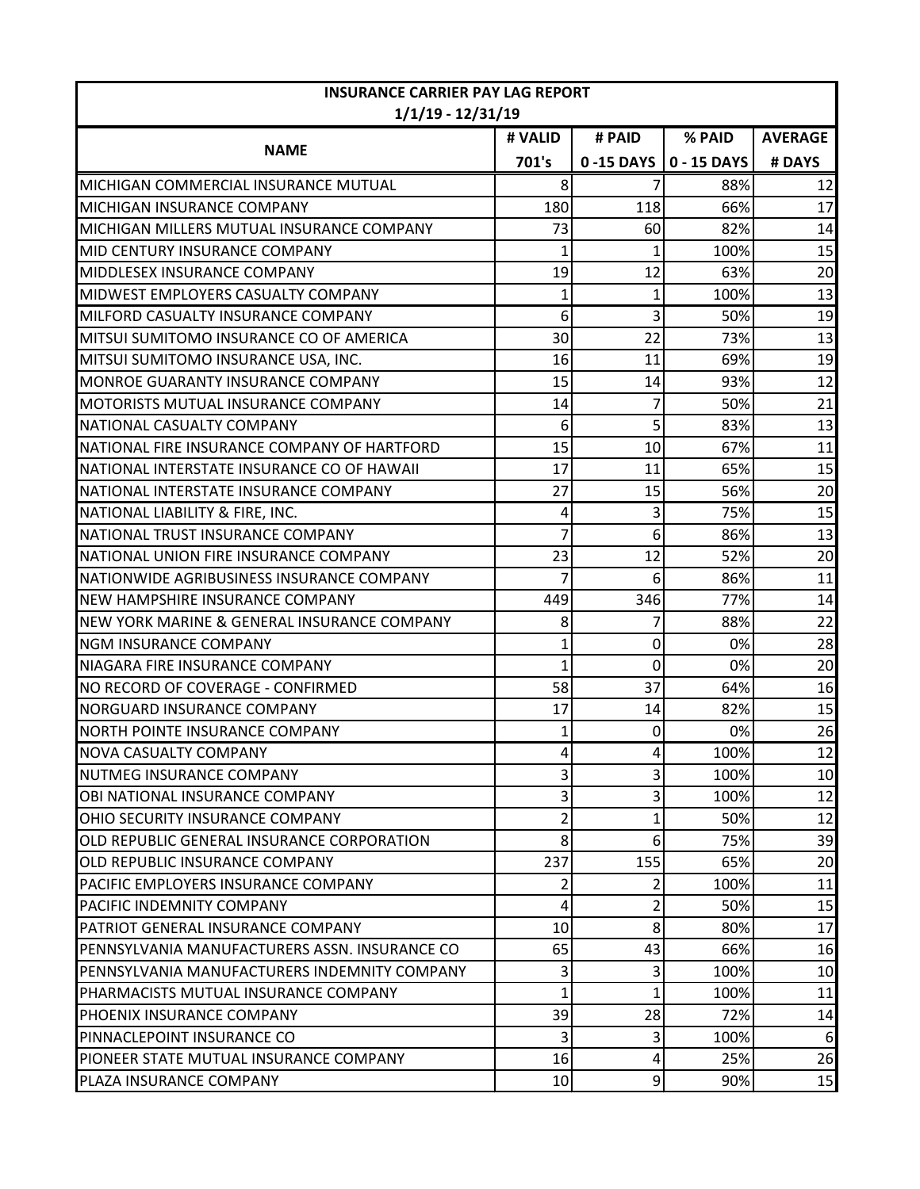| INSURANCE CARRIER PAY LAG REPORT | | | | |
|---|---|---|---|---|
| 1/1/19 - 12/31/19 | | | | |
| NAME | # VALID 701's | # PAID 0 -15 DAYS | % PAID 0 - 15 DAYS | AVERAGE # DAYS |
| MICHIGAN COMMERCIAL INSURANCE MUTUAL | 8 | 7 | 88% | 12 |
| MICHIGAN INSURANCE COMPANY | 180 | 118 | 66% | 17 |
| MICHIGAN MILLERS MUTUAL INSURANCE COMPANY | 73 | 60 | 82% | 14 |
| MID CENTURY INSURANCE COMPANY | 1 | 1 | 100% | 15 |
| MIDDLESEX INSURANCE COMPANY | 19 | 12 | 63% | 20 |
| MIDWEST EMPLOYERS CASUALTY COMPANY | 1 | 1 | 100% | 13 |
| MILFORD CASUALTY INSURANCE COMPANY | 6 | 3 | 50% | 19 |
| MITSUI SUMITOMO INSURANCE CO OF AMERICA | 30 | 22 | 73% | 13 |
| MITSUI SUMITOMO INSURANCE USA, INC. | 16 | 11 | 69% | 19 |
| MONROE GUARANTY INSURANCE COMPANY | 15 | 14 | 93% | 12 |
| MOTORISTS MUTUAL INSURANCE COMPANY | 14 | 7 | 50% | 21 |
| NATIONAL CASUALTY COMPANY | 6 | 5 | 83% | 13 |
| NATIONAL FIRE INSURANCE COMPANY OF HARTFORD | 15 | 10 | 67% | 11 |
| NATIONAL INTERSTATE INSURANCE CO OF HAWAII | 17 | 11 | 65% | 15 |
| NATIONAL INTERSTATE INSURANCE COMPANY | 27 | 15 | 56% | 20 |
| NATIONAL LIABILITY & FIRE, INC. | 4 | 3 | 75% | 15 |
| NATIONAL TRUST INSURANCE COMPANY | 7 | 6 | 86% | 13 |
| NATIONAL UNION FIRE INSURANCE COMPANY | 23 | 12 | 52% | 20 |
| NATIONWIDE AGRIBUSINESS INSURANCE COMPANY | 7 | 6 | 86% | 11 |
| NEW HAMPSHIRE INSURANCE COMPANY | 449 | 346 | 77% | 14 |
| NEW YORK MARINE & GENERAL INSURANCE COMPANY | 8 | 7 | 88% | 22 |
| NGM INSURANCE COMPANY | 1 | 0 | 0% | 28 |
| NIAGARA FIRE INSURANCE COMPANY | 1 | 0 | 0% | 20 |
| NO RECORD OF COVERAGE - CONFIRMED | 58 | 37 | 64% | 16 |
| NORGUARD INSURANCE COMPANY | 17 | 14 | 82% | 15 |
| NORTH POINTE INSURANCE COMPANY | 1 | 0 | 0% | 26 |
| NOVA CASUALTY COMPANY | 4 | 4 | 100% | 12 |
| NUTMEG INSURANCE COMPANY | 3 | 3 | 100% | 10 |
| OBI NATIONAL INSURANCE COMPANY | 3 | 3 | 100% | 12 |
| OHIO SECURITY INSURANCE COMPANY | 2 | 1 | 50% | 12 |
| OLD REPUBLIC GENERAL INSURANCE CORPORATION | 8 | 6 | 75% | 39 |
| OLD REPUBLIC INSURANCE COMPANY | 237 | 155 | 65% | 20 |
| PACIFIC EMPLOYERS INSURANCE COMPANY | 2 | 2 | 100% | 11 |
| PACIFIC INDEMNITY COMPANY | 4 | 2 | 50% | 15 |
| PATRIOT GENERAL INSURANCE COMPANY | 10 | 8 | 80% | 17 |
| PENNSYLVANIA MANUFACTURERS ASSN. INSURANCE CO | 65 | 43 | 66% | 16 |
| PENNSYLVANIA MANUFACTURERS INDEMNITY COMPANY | 3 | 3 | 100% | 10 |
| PHARMACISTS MUTUAL INSURANCE COMPANY | 1 | 1 | 100% | 11 |
| PHOENIX INSURANCE COMPANY | 39 | 28 | 72% | 14 |
| PINNACLEPOINT INSURANCE CO | 3 | 3 | 100% | 6 |
| PIONEER STATE MUTUAL INSURANCE COMPANY | 16 | 4 | 25% | 26 |
| PLAZA INSURANCE COMPANY | 10 | 9 | 90% | 15 |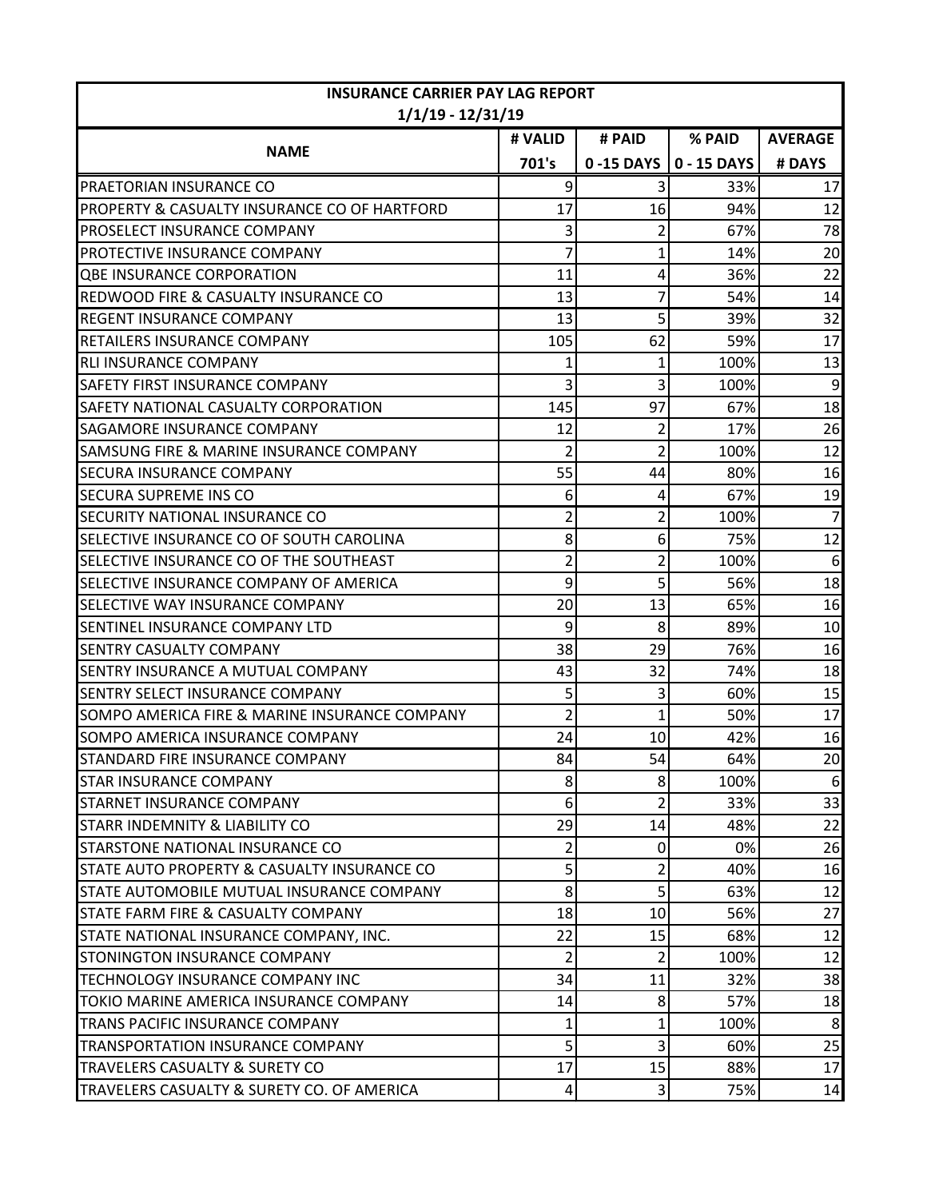| INSURANCE CARRIER PAY LAG REPORT 1/1/19 - 12/31/19 | | | | |
|---|---|---|---|---|
| NAME | # VALID 701's | # PAID 0 -15 DAYS | % PAID 0 - 15 DAYS | AVERAGE # DAYS |
| PRAETORIAN INSURANCE CO | 9 | 3 | 33% | 17 |
| PROPERTY & CASUALTY INSURANCE CO OF HARTFORD | 17 | 16 | 94% | 12 |
| PROSELECT INSURANCE COMPANY | 3 | 2 | 67% | 78 |
| PROTECTIVE INSURANCE COMPANY | 7 | 1 | 14% | 20 |
| QBE INSURANCE CORPORATION | 11 | 4 | 36% | 22 |
| REDWOOD FIRE & CASUALTY INSURANCE CO | 13 | 7 | 54% | 14 |
| REGENT INSURANCE COMPANY | 13 | 5 | 39% | 32 |
| RETAILERS INSURANCE COMPANY | 105 | 62 | 59% | 17 |
| RLI INSURANCE COMPANY | 1 | 1 | 100% | 13 |
| SAFETY FIRST INSURANCE COMPANY | 3 | 3 | 100% | 9 |
| SAFETY NATIONAL CASUALTY CORPORATION | 145 | 97 | 67% | 18 |
| SAGAMORE INSURANCE COMPANY | 12 | 2 | 17% | 26 |
| SAMSUNG FIRE & MARINE INSURANCE COMPANY | 2 | 2 | 100% | 12 |
| SECURA INSURANCE COMPANY | 55 | 44 | 80% | 16 |
| SECURA SUPREME INS CO | 6 | 4 | 67% | 19 |
| SECURITY NATIONAL INSURANCE CO | 2 | 2 | 100% | 7 |
| SELECTIVE INSURANCE CO OF SOUTH CAROLINA | 8 | 6 | 75% | 12 |
| SELECTIVE INSURANCE CO OF THE SOUTHEAST | 2 | 2 | 100% | 6 |
| SELECTIVE INSURANCE COMPANY OF AMERICA | 9 | 5 | 56% | 18 |
| SELECTIVE WAY INSURANCE COMPANY | 20 | 13 | 65% | 16 |
| SENTINEL INSURANCE COMPANY LTD | 9 | 8 | 89% | 10 |
| SENTRY CASUALTY COMPANY | 38 | 29 | 76% | 16 |
| SENTRY INSURANCE A MUTUAL COMPANY | 43 | 32 | 74% | 18 |
| SENTRY SELECT INSURANCE COMPANY | 5 | 3 | 60% | 15 |
| SOMPO AMERICA FIRE & MARINE INSURANCE COMPANY | 2 | 1 | 50% | 17 |
| SOMPO AMERICA INSURANCE COMPANY | 24 | 10 | 42% | 16 |
| STANDARD FIRE INSURANCE COMPANY | 84 | 54 | 64% | 20 |
| STAR INSURANCE COMPANY | 8 | 8 | 100% | 6 |
| STARNET INSURANCE COMPANY | 6 | 2 | 33% | 33 |
| STARR INDEMNITY & LIABILITY CO | 29 | 14 | 48% | 22 |
| STARSTONE NATIONAL INSURANCE CO | 2 | 0 | 0% | 26 |
| STATE AUTO PROPERTY & CASUALTY INSURANCE CO | 5 | 2 | 40% | 16 |
| STATE AUTOMOBILE MUTUAL INSURANCE COMPANY | 8 | 5 | 63% | 12 |
| STATE FARM FIRE & CASUALTY COMPANY | 18 | 10 | 56% | 27 |
| STATE NATIONAL INSURANCE COMPANY, INC. | 22 | 15 | 68% | 12 |
| STONINGTON INSURANCE COMPANY | 2 | 2 | 100% | 12 |
| TECHNOLOGY INSURANCE COMPANY INC | 34 | 11 | 32% | 38 |
| TOKIO MARINE AMERICA INSURANCE COMPANY | 14 | 8 | 57% | 18 |
| TRANS PACIFIC INSURANCE COMPANY | 1 | 1 | 100% | 8 |
| TRANSPORTATION INSURANCE COMPANY | 5 | 3 | 60% | 25 |
| TRAVELERS CASUALTY & SURETY CO | 17 | 15 | 88% | 17 |
| TRAVELERS CASUALTY & SURETY CO. OF AMERICA | 4 | 3 | 75% | 14 |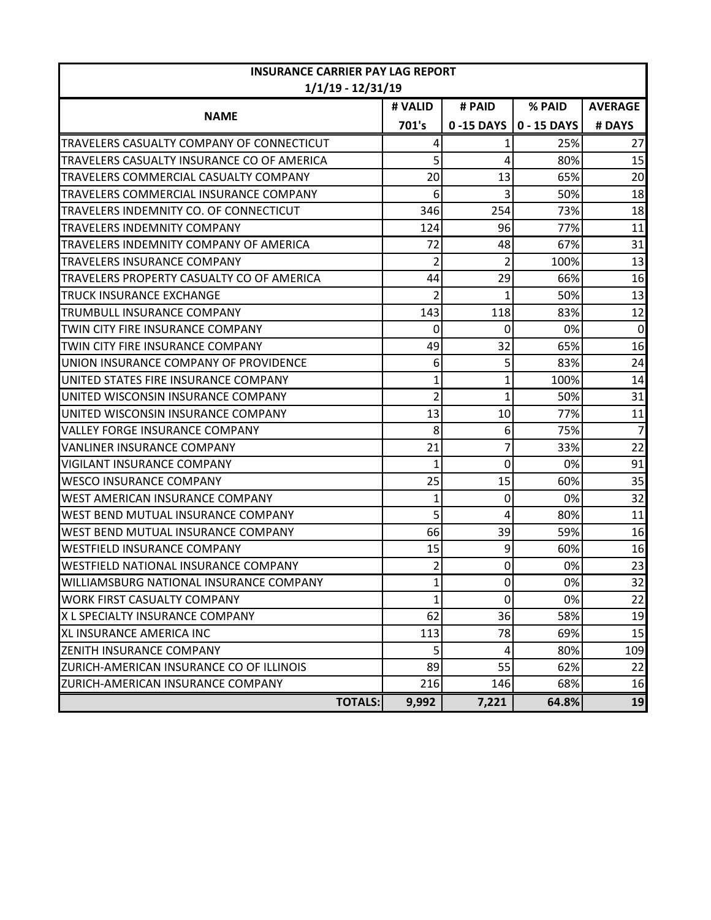| INSURANCE CARRIER PAY LAG REPORT | | | | |
|---|---|---|---|---|
| 1/1/19 - 12/31/19 | | | | |
| NAME | # VALID 701's | # PAID 0 -15 DAYS | % PAID 0 - 15 DAYS | AVERAGE # DAYS |
| TRAVELERS CASUALTY COMPANY OF CONNECTICUT | 4 | 1 | 25% | 27 |
| TRAVELERS CASUALTY INSURANCE CO OF AMERICA | 5 | 4 | 80% | 15 |
| TRAVELERS COMMERCIAL CASUALTY COMPANY | 20 | 13 | 65% | 20 |
| TRAVELERS COMMERCIAL INSURANCE COMPANY | 6 | 3 | 50% | 18 |
| TRAVELERS INDEMNITY CO. OF CONNECTICUT | 346 | 254 | 73% | 18 |
| TRAVELERS INDEMNITY COMPANY | 124 | 96 | 77% | 11 |
| TRAVELERS INDEMNITY COMPANY OF AMERICA | 72 | 48 | 67% | 31 |
| TRAVELERS INSURANCE COMPANY | 2 | 2 | 100% | 13 |
| TRAVELERS PROPERTY CASUALTY CO OF AMERICA | 44 | 29 | 66% | 16 |
| TRUCK INSURANCE EXCHANGE | 2 | 1 | 50% | 13 |
| TRUMBULL INSURANCE COMPANY | 143 | 118 | 83% | 12 |
| TWIN CITY FIRE INSURANCE COMPANY | 0 | 0 | 0% | 0 |
| TWIN CITY FIRE INSURANCE COMPANY | 49 | 32 | 65% | 16 |
| UNION INSURANCE COMPANY OF PROVIDENCE | 6 | 5 | 83% | 24 |
| UNITED STATES FIRE INSURANCE COMPANY | 1 | 1 | 100% | 14 |
| UNITED WISCONSIN INSURANCE COMPANY | 2 | 1 | 50% | 31 |
| UNITED WISCONSIN INSURANCE COMPANY | 13 | 10 | 77% | 11 |
| VALLEY FORGE INSURANCE COMPANY | 8 | 6 | 75% | 7 |
| VANLINER INSURANCE COMPANY | 21 | 7 | 33% | 22 |
| VIGILANT INSURANCE COMPANY | 1 | 0 | 0% | 91 |
| WESCO INSURANCE COMPANY | 25 | 15 | 60% | 35 |
| WEST AMERICAN INSURANCE COMPANY | 1 | 0 | 0% | 32 |
| WEST BEND MUTUAL INSURANCE COMPANY | 5 | 4 | 80% | 11 |
| WEST BEND MUTUAL INSURANCE COMPANY | 66 | 39 | 59% | 16 |
| WESTFIELD INSURANCE COMPANY | 15 | 9 | 60% | 16 |
| WESTFIELD NATIONAL INSURANCE COMPANY | 2 | 0 | 0% | 23 |
| WILLIAMSBURG NATIONAL INSURANCE COMPANY | 1 | 0 | 0% | 32 |
| WORK FIRST CASUALTY COMPANY | 1 | 0 | 0% | 22 |
| X L SPECIALTY INSURANCE COMPANY | 62 | 36 | 58% | 19 |
| XL INSURANCE AMERICA INC | 113 | 78 | 69% | 15 |
| ZENITH INSURANCE COMPANY | 5 | 4 | 80% | 109 |
| ZURICH-AMERICAN INSURANCE CO OF ILLINOIS | 89 | 55 | 62% | 22 |
| ZURICH-AMERICAN INSURANCE COMPANY | 216 | 146 | 68% | 16 |
| **TOTALS:** | **9,992** | **7,221** | **64.8%** | **19** |